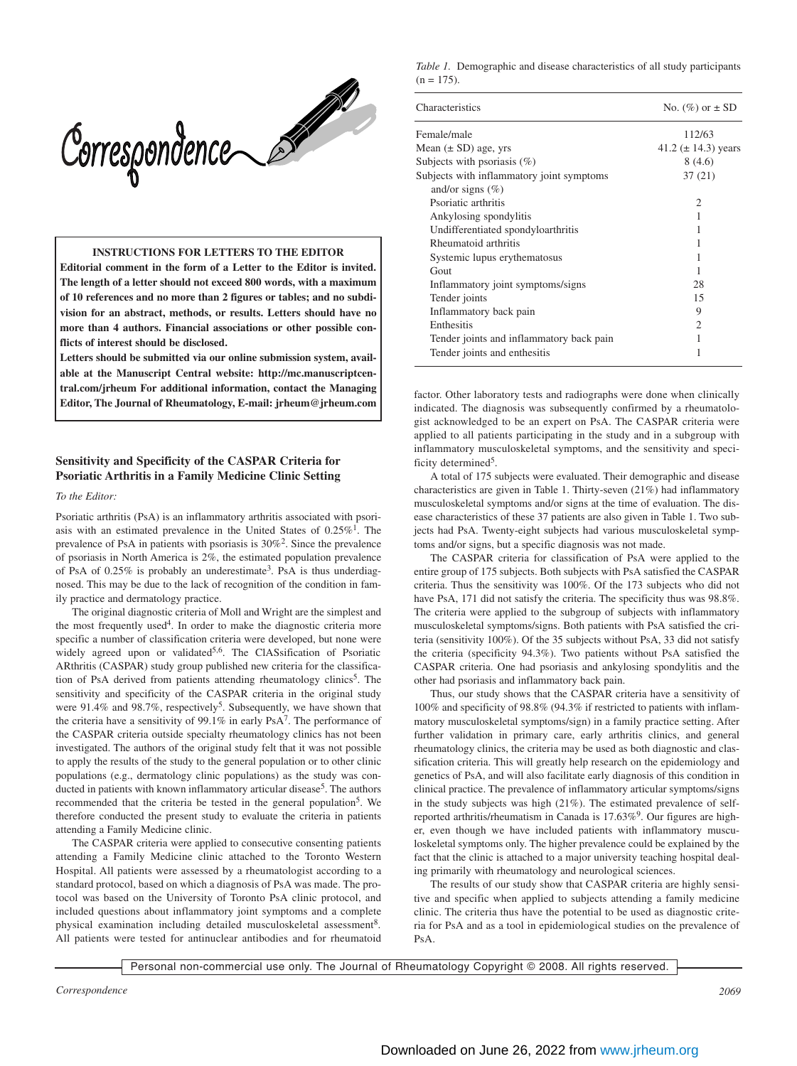# Correspondence

**INSTRUCTIONS FOR LETTERS TO THE EDITOR**

**Editorial comment in the form of a Letter to the Editor is invited. The length of a letter should not exceed 800 words, with a maximum of 10 references and no more than 2 figures or tables; and no subdivision for an abstract, methods, or results. Letters should have no more than 4 authors. Financial associations or other possible conflicts of interest should be disclosed.**

**Letters should be submitted via our online submission system, available at the Manuscript Central website: http://mc.manuscriptcentral.com/jrheum For additional information, contact the Managing Editor, The Journal of Rheumatology, E-mail: jrheum@jrheum.com**

## Sensitivity and Specificity of the CASPAR Criteria for Psoriatic Arthritis in a Family Medicine Clinic Setting

*To the Editor:*

Psoriatic arthritis (PsA) is an inflammatory arthritis associated with psoriasis with an estimated prevalence in the United States of 0.25%[1]. The prevalence of PsA in patients with psoriasis is 30%[2]. Since the prevalence of psoriasis in North America is 2%, the estimated population prevalence of PsA of 0.25% is probably an underestimate[3]. PsA is thus underdiagnosed. This may be due to the lack of recognition of the condition in family practice and dermatology practice.

The original diagnostic criteria of Moll and Wright are the simplest and the most frequently used[4]. In order to make the diagnostic criteria more specific a number of classification criteria were developed, but none were widely agreed upon or validated[5,6]. The ClASsification of Psoriatic ARthritis (CASPAR) study group published new criteria for the classification of PsA derived from patients attending rheumatology clinics[5]. The sensitivity and specificity of the CASPAR criteria in the original study were 91.4% and 98.7%, respectively[5]. Subsequently, we have shown that the criteria have a sensitivity of 99.1% in early PsA[7]. The performance of the CASPAR criteria outside specialty rheumatology clinics has not been investigated. The authors of the original study felt that it was not possible to apply the results of the study to the general population or to other clinic populations (e.g., dermatology clinic populations) as the study was conducted in patients with known inflammatory articular disease[5]. The authors recommended that the criteria be tested in the general population[5]. We therefore conducted the present study to evaluate the criteria in patients attending a Family Medicine clinic.

The CASPAR criteria were applied to consecutive consenting patients attending a Family Medicine clinic attached to the Toronto Western Hospital. All patients were assessed by a rheumatologist according to a standard protocol, based on which a diagnosis of PsA was made. The protocol was based on the University of Toronto PsA clinic protocol, and included questions about inflammatory joint symptoms and a complete physical examination including detailed musculoskeletal assessment[8]. All patients were tested for antinuclear antibodies and for rheumatoid factor. Other laboratory tests and radiographs were done when clinically indicated. The diagnosis was subsequently confirmed by a rheumatologist acknowledged to be an expert on PsA. The CASPAR criteria were applied to all patients participating in the study and in a subgroup with inflammatory musculoskeletal symptoms, and the sensitivity and specificity determined[5].

*Table 1.* Demographic and disease characteristics of all study participants (n = 175).

| Characteristics | No. (%) or ± SD |
|---|---|
| Female/male | 112/63 |
| Mean (± SD) age, yrs | 41.2 (± 14.3) years |
| Subjects with psoriasis (%) | 8 (4.6) |
| Subjects with inflammatory joint symptoms and/or signs (%) | 37 (21) |
| Psoriatic arthritis | 2 |
| Ankylosing spondylitis | 1 |
| Undifferentiated spondyloarthritis | 1 |
| Rheumatoid arthritis | 1 |
| Systemic lupus erythematosus | 1 |
| Gout | 1 |
| Inflammatory joint symptoms/signs | 28 |
| Tender joints | 15 |
| Inflammatory back pain | 9 |
| Enthesitis | 2 |
| Tender joints and inflammatory back pain | 1 |
| Tender joints and enthesitis | 1 |

A total of 175 subjects were evaluated. Their demographic and disease characteristics are given in Table 1. Thirty-seven (21%) had inflammatory musculoskeletal symptoms and/or signs at the time of evaluation. The disease characteristics of these 37 patients are also given in Table 1. Two subjects had PsA. Twenty-eight subjects had various musculoskeletal symptoms and/or signs, but a specific diagnosis was not made.

The CASPAR criteria for classification of PsA were applied to the entire group of 175 subjects. Both subjects with PsA satisfied the CASPAR criteria. Thus the sensitivity was 100%. Of the 173 subjects who did not have PsA, 171 did not satisfy the criteria. The specificity thus was 98.8%. The criteria were applied to the subgroup of subjects with inflammatory musculoskeletal symptoms/signs. Both patients with PsA satisfied the criteria (sensitivity 100%). Of the 35 subjects without PsA, 33 did not satisfy the criteria (specificity 94.3%). Two patients without PsA satisfied the CASPAR criteria. One had psoriasis and ankylosing spondylitis and the other had psoriasis and inflammatory back pain.

Thus, our study shows that the CASPAR criteria have a sensitivity of 100% and specificity of 98.8% (94.3% if restricted to patients with inflammatory musculoskeletal symptoms/sign) in a family practice setting. After further validation in primary care, early arthritis clinics, and general rheumatology clinics, the criteria may be used as both diagnostic and classification criteria. This will greatly help research on the epidemiology and genetics of PsA, and will also facilitate early diagnosis of this condition in clinical practice. The prevalence of inflammatory articular symptoms/signs in the study subjects was high (21%). The estimated prevalence of self-reported arthritis/rheumatism in Canada is 17.63%[9]. Our figures are higher, even though we have included patients with inflammatory musculoskeletal symptoms only. The higher prevalence could be explained by the fact that the clinic is attached to a major university teaching hospital dealing primarily with rheumatology and neurological sciences.

The results of our study show that CASPAR criteria are highly sensitive and specific when applied to subjects attending a family medicine clinic. The criteria thus have the potential to be used as diagnostic criteria for PsA and as a tool in epidemiological studies on the prevalence of PsA.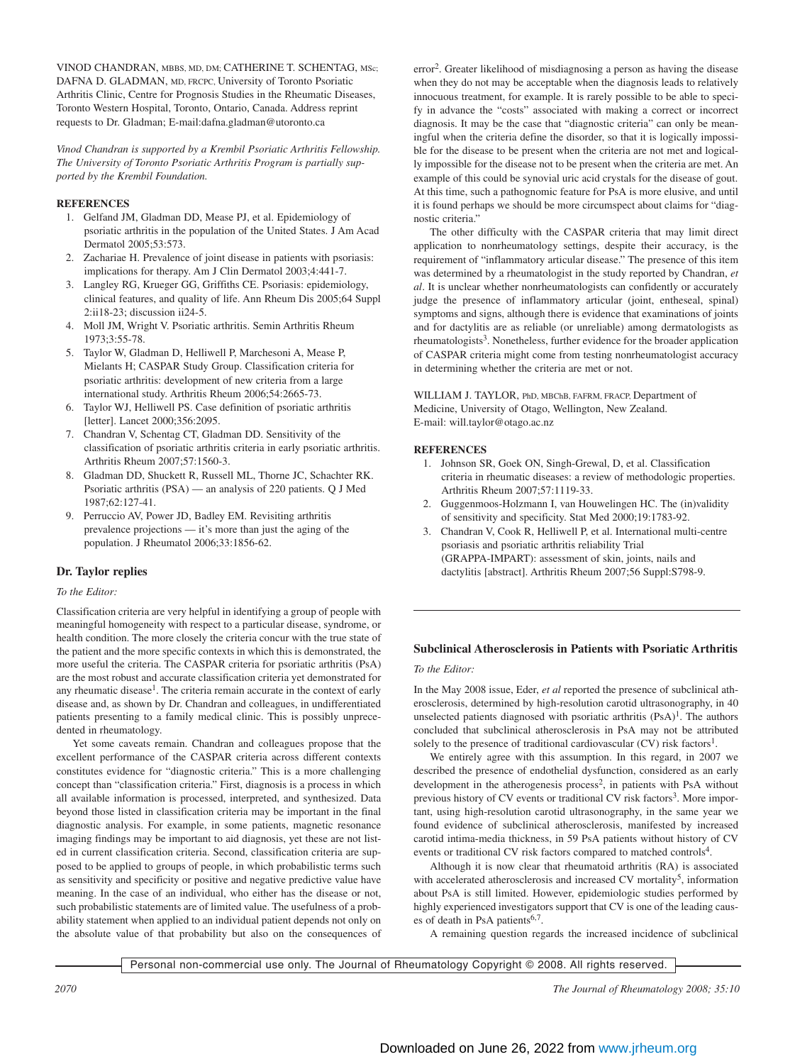VINOD CHANDRAN, MBBS, MD, DM; CATHERINE T. SCHENTAG, MSc; DAFNA D. GLADMAN, MD, FRCPC, University of Toronto Psoriatic Arthritis Clinic, Centre for Prognosis Studies in the Rheumatic Diseases, Toronto Western Hospital, Toronto, Ontario, Canada. Address reprint requests to Dr. Gladman; E-mail:dafna.gladman@utoronto.ca

*Vinod Chandran is supported by a Krembil Psoriatic Arthritis Fellowship. The University of Toronto Psoriatic Arthritis Program is partially supported by the Krembil Foundation.*

**REFERENCES**

1. Gelfand JM, Gladman DD, Mease PJ, et al. Epidemiology of psoriatic arthritis in the population of the United States. J Am Acad Dermatol 2005;53:573.
2. Zachariae H. Prevalence of joint disease in patients with psoriasis: implications for therapy. Am J Clin Dermatol 2003;4:441-7.
3. Langley RG, Krueger GG, Griffiths CE. Psoriasis: epidemiology, clinical features, and quality of life. Ann Rheum Dis 2005;64 Suppl 2:ii18-23; discussion ii24-5.
4. Moll JM, Wright V. Psoriatic arthritis. Semin Arthritis Rheum 1973;3:55-78.
5. Taylor W, Gladman D, Helliwell P, Marchesoni A, Mease P, Mielants H; CASPAR Study Group. Classification criteria for psoriatic arthritis: development of new criteria from a large international study. Arthritis Rheum 2006;54:2665-73.
6. Taylor WJ, Helliwell PS. Case definition of psoriatic arthritis [letter]. Lancet 2000;356:2095.
7. Chandran V, Schentag CT, Gladman DD. Sensitivity of the classification of psoriatic arthritis criteria in early psoriatic arthritis. Arthritis Rheum 2007;57:1560-3.
8. Gladman DD, Shuckett R, Russell ML, Thorne JC, Schachter RK. Psoriatic arthritis (PSA) — an analysis of 220 patients. Q J Med 1987;62:127-41.
9. Perruccio AV, Power JD, Badley EM. Revisiting arthritis prevalence projections — it's more than just the aging of the population. J Rheumatol 2006;33:1856-62.

## Dr. Taylor replies

*To the Editor:*

Classification criteria are very helpful in identifying a group of people with meaningful homogeneity with respect to a particular disease, syndrome, or health condition. The more closely the criteria concur with the true state of the patient and the more specific contexts in which this is demonstrated, the more useful the criteria. The CASPAR criteria for psoriatic arthritis (PsA) are the most robust and accurate classification criteria yet demonstrated for any rheumatic disease[1]. The criteria remain accurate in the context of early disease and, as shown by Dr. Chandran and colleagues, in undifferentiated patients presenting to a family medical clinic. This is possibly unprecedented in rheumatology.

Yet some caveats remain. Chandran and colleagues propose that the excellent performance of the CASPAR criteria across different contexts constitutes evidence for "diagnostic criteria." This is a more challenging concept than "classification criteria." First, diagnosis is a process in which all available information is processed, interpreted, and synthesized. Data beyond those listed in classification criteria may be important in the final diagnostic analysis. For example, in some patients, magnetic resonance imaging findings may be important to aid diagnosis, yet these are not listed in current classification criteria. Second, classification criteria are supposed to be applied to groups of people, in which probabilistic terms such as sensitivity and specificity or positive and negative predictive value have meaning. In the case of an individual, who either has the disease or not, such probabilistic statements are of limited value. The usefulness of a probability statement when applied to an individual patient depends not only on the absolute value of that probability but also on the consequences of error[2]. Greater likelihood of misdiagnosing a person as having the disease when they do not may be acceptable when the diagnosis leads to relatively innocuous treatment, for example. It is rarely possible to be able to specify in advance the "costs" associated with making a correct or incorrect diagnosis. It may be the case that "diagnostic criteria" can only be meaningful when the criteria define the disorder, so that it is logically impossible for the disease to be present when the criteria are not met and logically impossible for the disease not to be present when the criteria are met. An example of this could be synovial uric acid crystals for the disease of gout. At this time, such a pathognomic feature for PsA is more elusive, and until it is found perhaps we should be more circumspect about claims for "diagnostic criteria."

The other difficulty with the CASPAR criteria that may limit direct application to nonrheumatology settings, despite their accuracy, is the requirement of "inflammatory articular disease." The presence of this item was determined by a rheumatologist in the study reported by Chandran, *et al*. It is unclear whether nonrheumatologists can confidently or accurately judge the presence of inflammatory articular (joint, entheseal, spinal) symptoms and signs, although there is evidence that examinations of joints and for dactylitis are as reliable (or unreliable) among dermatologists as rheumatologists[3]. Nonetheless, further evidence for the broader application of CASPAR criteria might come from testing nonrheumatologist accuracy in determining whether the criteria are met or not.

WILLIAM J. TAYLOR, PhD, MBChB, FAFRM, FRACP, Department of Medicine, University of Otago, Wellington, New Zealand. E-mail: will.taylor@otago.ac.nz

**REFERENCES**

1. Johnson SR, Goek ON, Singh-Grewal, D, et al. Classification criteria in rheumatic diseases: a review of methodologic properties. Arthritis Rheum 2007;57:1119-33.
2. Guggenmoos-Holzmann I, van Houwelingen HC. The (in)validity of sensitivity and specificity. Stat Med 2000;19:1783-92.
3. Chandran V, Cook R, Helliwell P, et al. International multi-centre psoriasis and psoriatic arthritis reliability Trial (GRAPPA-IMPART): assessment of skin, joints, nails and dactylitis [abstract]. Arthritis Rheum 2007;56 Suppl:S798-9.

## Subclinical Atherosclerosis in Patients with Psoriatic Arthritis

*To the Editor:*

In the May 2008 issue, Eder, *et al* reported the presence of subclinical atherosclerosis, determined by high-resolution carotid ultrasonography, in 40 unselected patients diagnosed with psoriatic arthritis (PsA)[1]. The authors concluded that subclinical atherosclerosis in PsA may not be attributed solely to the presence of traditional cardiovascular (CV) risk factors[1].

We entirely agree with this assumption. In this regard, in 2007 we described the presence of endothelial dysfunction, considered as an early development in the atherogenesis process[2], in patients with PsA without previous history of CV events or traditional CV risk factors[3]. More important, using high-resolution carotid ultrasonography, in the same year we found evidence of subclinical atherosclerosis, manifested by increased carotid intima-media thickness, in 59 PsA patients without history of CV events or traditional CV risk factors compared to matched controls[4].

Although it is now clear that rheumatoid arthritis (RA) is associated with accelerated atherosclerosis and increased CV mortality[5], information about PsA is still limited. However, epidemiologic studies performed by highly experienced investigators support that CV is one of the leading causes of death in PsA patients[6,7].

A remaining question regards the increased incidence of subclinical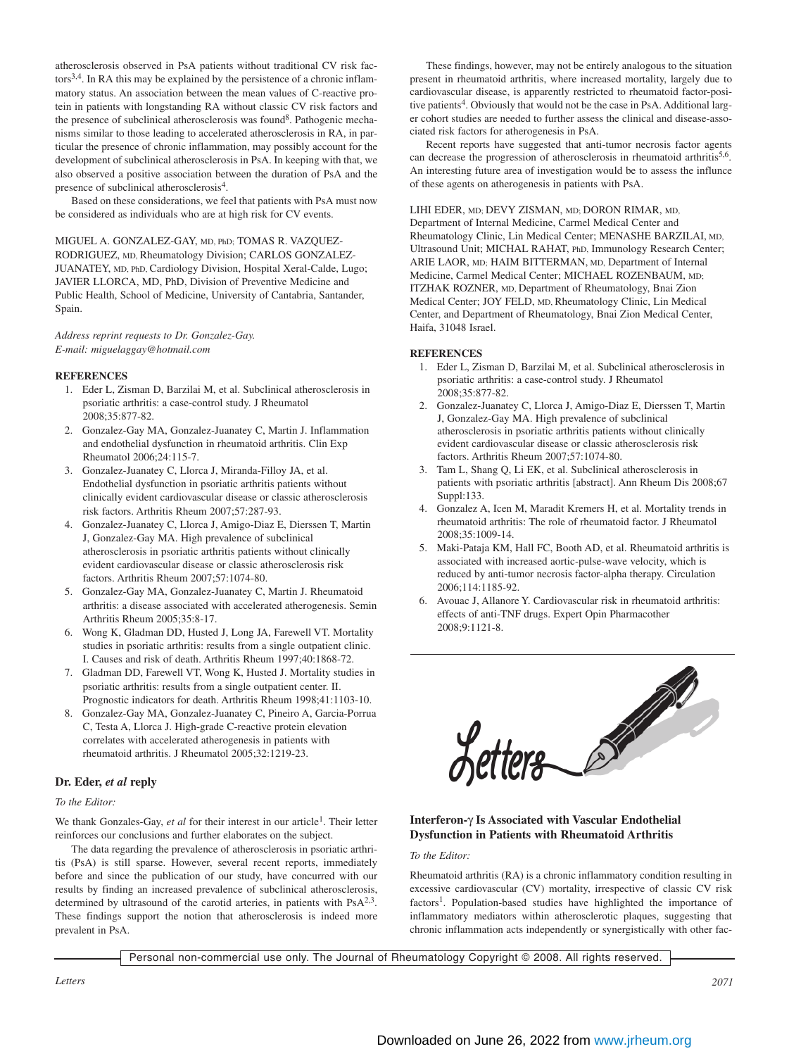atherosclerosis observed in PsA patients without traditional CV risk factors[3,4]. In RA this may be explained by the persistence of a chronic inflammatory status. An association between the mean values of C-reactive protein in patients with longstanding RA without classic CV risk factors and the presence of subclinical atherosclerosis was found[8]. Pathogenic mechanisms similar to those leading to accelerated atherosclerosis in RA, in particular the presence of chronic inflammation, may possibly account for the development of subclinical atherosclerosis in PsA. In keeping with that, we also observed a positive association between the duration of PsA and the presence of subclinical atherosclerosis[4].

Based on these considerations, we feel that patients with PsA must now be considered as individuals who are at high risk for CV events.

MIGUEL A. GONZALEZ-GAY, MD, PhD; TOMAS R. VAZQUEZ-RODRIGUEZ, MD, Rheumatology Division; CARLOS GONZALEZ-JUANATEY, MD, PhD, Cardiology Division, Hospital Xeral-Calde, Lugo; JAVIER LLORCA, MD, PhD, Division of Preventive Medicine and Public Health, School of Medicine, University of Cantabria, Santander, Spain.

*Address reprint requests to Dr. Gonzalez-Gay.*
*E-mail: miguelaggay@hotmail.com*

**REFERENCES**

1. Eder L, Zisman D, Barzilai M, et al. Subclinical atherosclerosis in psoriatic arthritis: a case-control study. J Rheumatol 2008;35:877-82.
2. Gonzalez-Gay MA, Gonzalez-Juanatey C, Martin J. Inflammation and endothelial dysfunction in rheumatoid arthritis. Clin Exp Rheumatol 2006;24:115-7.
3. Gonzalez-Juanatey C, Llorca J, Miranda-Filloy JA, et al. Endothelial dysfunction in psoriatic arthritis patients without clinically evident cardiovascular disease or classic atherosclerosis risk factors. Arthritis Rheum 2007;57:287-93.
4. Gonzalez-Juanatey C, Llorca J, Amigo-Diaz E, Dierssen T, Martin J, Gonzalez-Gay MA. High prevalence of subclinical atherosclerosis in psoriatic arthritis patients without clinically evident cardiovascular disease or classic atherosclerosis risk factors. Arthritis Rheum 2007;57:1074-80.
5. Gonzalez-Gay MA, Gonzalez-Juanatey C, Martin J. Rheumatoid arthritis: a disease associated with accelerated atherogenesis. Semin Arthritis Rheum 2005;35:8-17.
6. Wong K, Gladman DD, Husted J, Long JA, Farewell VT. Mortality studies in psoriatic arthritis: results from a single outpatient clinic. I. Causes and risk of death. Arthritis Rheum 1997;40:1868-72.
7. Gladman DD, Farewell VT, Wong K, Husted J. Mortality studies in psoriatic arthritis: results from a single outpatient center. II. Prognostic indicators for death. Arthritis Rheum 1998;41:1103-10.
8. Gonzalez-Gay MA, Gonzalez-Juanatey C, Pineiro A, Garcia-Porrua C, Testa A, Llorca J. High-grade C-reactive protein elevation correlates with accelerated atherogenesis in patients with rheumatoid arthritis. J Rheumatol 2005;32:1219-23.

## Dr. Eder, *et al* reply

*To the Editor:*

We thank Gonzales-Gay, *et al* for their interest in our article[1]. Their letter reinforces our conclusions and further elaborates on the subject.

The data regarding the prevalence of atherosclerosis in psoriatic arthritis (PsA) is still sparse. However, several recent reports, immediately before and since the publication of our study, have concurred with our results by finding an increased prevalence of subclinical atherosclerosis, determined by ultrasound of the carotid arteries, in patients with PsA[2,3]. These findings support the notion that atherosclerosis is indeed more prevalent in PsA.

These findings, however, may not be entirely analogous to the situation present in rheumatoid arthritis, where increased mortality, largely due to cardiovascular disease, is apparently restricted to rheumatoid factor-positive patients[4]. Obviously that would not be the case in PsA. Additional larger cohort studies are needed to further assess the clinical and disease-associated risk factors for atherogenesis in PsA.

Recent reports have suggested that anti-tumor necrosis factor agents can decrease the progression of atherosclerosis in rheumatoid arthritis[5,6]. An interesting future area of investigation would be to assess the influnce of these agents on atherogenesis in patients with PsA.

LIHI EDER, MD; DEVY ZISMAN, MD; DORON RIMAR, MD, Department of Internal Medicine, Carmel Medical Center and Rheumatology Clinic, Lin Medical Center; MENASHE BARZILAI, MD, Ultrasound Unit; MICHAL RAHAT, PhD, Immunology Research Center; ARIE LAOR, MD; HAIM BITTERMAN, MD, Department of Internal Medicine, Carmel Medical Center; MICHAEL ROZENBAUM, MD; ITZHAK ROZNER, MD, Department of Rheumatology, Bnai Zion Medical Center; JOY FELD, MD, Rheumatology Clinic, Lin Medical Center, and Department of Rheumatology, Bnai Zion Medical Center, Haifa, 31048 Israel.

**REFERENCES**

1. Eder L, Zisman D, Barzilai M, et al. Subclinical atherosclerosis in psoriatic arthritis: a case-control study. J Rheumatol 2008;35:877-82.
2. Gonzalez-Juanatey C, Llorca J, Amigo-Diaz E, Dierssen T, Martin J, Gonzalez-Gay MA. High prevalence of subclinical atherosclerosis in psoriatic arthritis patients without clinically evident cardiovascular disease or classic atherosclerosis risk factors. Arthritis Rheum 2007;57:1074-80.
3. Tam L, Shang Q, Li EK, et al. Subclinical atherosclerosis in patients with psoriatic arthritis [abstract]. Ann Rheum Dis 2008;67 Suppl:133.
4. Gonzalez A, Icen M, Maradit Kremers H, et al. Mortality trends in rheumatoid arthritis: The role of rheumatoid factor. J Rheumatol 2008;35:1009-14.
5. Maki-Pataja KM, Hall FC, Booth AD, et al. Rheumatoid arthritis is associated with increased aortic-pulse-wave velocity, which is reduced by anti-tumor necrosis factor-alpha therapy. Circulation 2006;114:1185-92.
6. Avouac J, Allanore Y. Cardiovascular risk in rheumatoid arthritis: effects of anti-TNF drugs. Expert Opin Pharmacother 2008;9:1121-8.

Letters

## Interferon-γ Is Associated with Vascular Endothelial Dysfunction in Patients with Rheumatoid Arthritis

*To the Editor:*

Rheumatoid arthritis (RA) is a chronic inflammatory condition resulting in excessive cardiovascular (CV) mortality, irrespective of classic CV risk factors[1]. Population-based studies have highlighted the importance of inflammatory mediators within atherosclerotic plaques, suggesting that chronic inflammation acts independently or synergistically with other fac-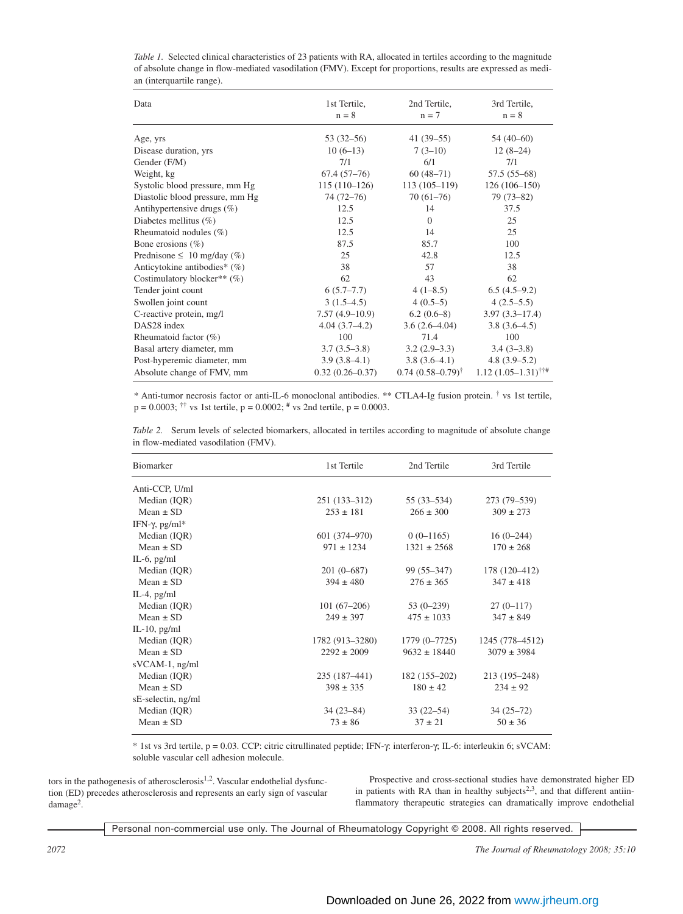*Table 1.* Selected clinical characteristics of 23 patients with RA, allocated in tertiles according to the magnitude of absolute change in flow-mediated vasodilation (FMV). Except for proportions, results are expressed as median (interquartile range).

| Data | 1st Tertile, n = 8 | 2nd Tertile, n = 7 | 3rd Tertile, n = 8 |
|---|---|---|---|
| Age, yrs | 53 (32–56) | 41 (39–55) | 54 (40–60) |
| Disease duration, yrs | 10 (6–13) | 7 (3–10) | 12 (8–24) |
| Gender (F/M) | 7/1 | 6/1 | 7/1 |
| Weight, kg | 67.4 (57–76) | 60 (48–71) | 57.5 (55–68) |
| Systolic blood pressure, mm Hg | 115 (110–126) | 113 (105–119) | 126 (106–150) |
| Diastolic blood pressure, mm Hg | 74 (72–76) | 70 (61–76) | 79 (73–82) |
| Antihypertensive drugs (%) | 12.5 | 14 | 37.5 |
| Diabetes mellitus (%) | 12.5 | 0 | 25 |
| Rheumatoid nodules (%) | 12.5 | 14 | 25 |
| Bone erosions (%) | 87.5 | 85.7 | 100 |
| Prednisone ≤ 10 mg/day (%) | 25 | 42.8 | 12.5 |
| Anticytokine antibodies* (%) | 38 | 57 | 38 |
| Costimulatory blocker** (%) | 62 | 43 | 62 |
| Tender joint count | 6 (5.7–7.7) | 4 (1–8.5) | 6.5 (4.5–9.2) |
| Swollen joint count | 3 (1.5–4.5) | 4 (0.5–5) | 4 (2.5–5.5) |
| C-reactive protein, mg/l | 7.57 (4.9–10.9) | 6.2 (0.6–8) | 3.97 (3.3–17.4) |
| DAS28 index | 4.04 (3.7–4.2) | 3.6 (2.6–4.04) | 3.8 (3.6–4.5) |
| Rheumatoid factor (%) | 100 | 71.4 | 100 |
| Basal artery diameter, mm | 3.7 (3.5–3.8) | 3.2 (2.9–3.3) | 3.4 (3–3.8) |
| Post-hyperemic diameter, mm | 3.9 (3.8–4.1) | 3.8 (3.6–4.1) | 4.8 (3.9–5.2) |
| Absolute change of FMV, mm | 0.32 (0.26–0.37) | 0.74 (0.58–0.79)† | 1.12 (1.05–1.31)††# |

* Anti-tumor necrosis factor or anti-IL-6 monoclonal antibodies. ** CTLA4-Ig fusion protein. † vs 1st tertile, p = 0.0003; †† vs 1st tertile, p = 0.0002; # vs 2nd tertile, p = 0.0003.

*Table 2.* Serum levels of selected biomarkers, allocated in tertiles according to magnitude of absolute change in flow-mediated vasodilation (FMV).

| Biomarker | 1st Tertile | 2nd Tertile | 3rd Tertile |
|---|---|---|---|
| Anti-CCP, U/ml | | | |
| Median (IQR) | 251 (133–312) | 55 (33–534) | 273 (79–539) |
| Mean ± SD | 253 ± 181 | 266 ± 300 | 309 ± 273 |
| IFN-γ, pg/ml* | | | |
| Median (IQR) | 601 (374–970) | 0 (0–1165) | 16 (0–244) |
| Mean ± SD | 971 ± 1234 | 1321 ± 2568 | 170 ± 268 |
| IL-6, pg/ml | | | |
| Median (IQR) | 201 (0–687) | 99 (55–347) | 178 (120–412) |
| Mean ± SD | 394 ± 480 | 276 ± 365 | 347 ± 418 |
| IL-4, pg/ml | | | |
| Median (IQR) | 101 (67–206) | 53 (0–239) | 27 (0–117) |
| Mean ± SD | 249 ± 397 | 475 ± 1033 | 347 ± 849 |
| IL-10, pg/ml | | | |
| Median (IQR) | 1782 (913–3280) | 1779 (0–7725) | 1245 (778–4512) |
| Mean ± SD | 2292 ± 2009 | 9632 ± 18440 | 3079 ± 3984 |
| sVCAM-1, ng/ml | | | |
| Median (IQR) | 235 (187–441) | 182 (155–202) | 213 (195–248) |
| Mean ± SD | 398 ± 335 | 180 ± 42 | 234 ± 92 |
| sE-selectin, ng/ml | | | |
| Median (IQR) | 34 (23–84) | 33 (22–54) | 34 (25–72) |
| Mean ± SD | 73 ± 86 | 37 ± 21 | 50 ± 36 |

* 1st vs 3rd tertile, p = 0.03. CCP: citric citrullinated peptide; IFN-γ: interferon-γ; IL-6: interleukin 6; sVCAM: soluble vascular cell adhesion molecule.

tors in the pathogenesis of atherosclerosis[1,2]. Vascular endothelial dysfunction (ED) precedes atherosclerosis and represents an early sign of vascular damage[2].

Prospective and cross-sectional studies have demonstrated higher ED in patients with RA than in healthy subjects[2,3], and that different antiinflammatory therapeutic strategies can dramatically improve endothelial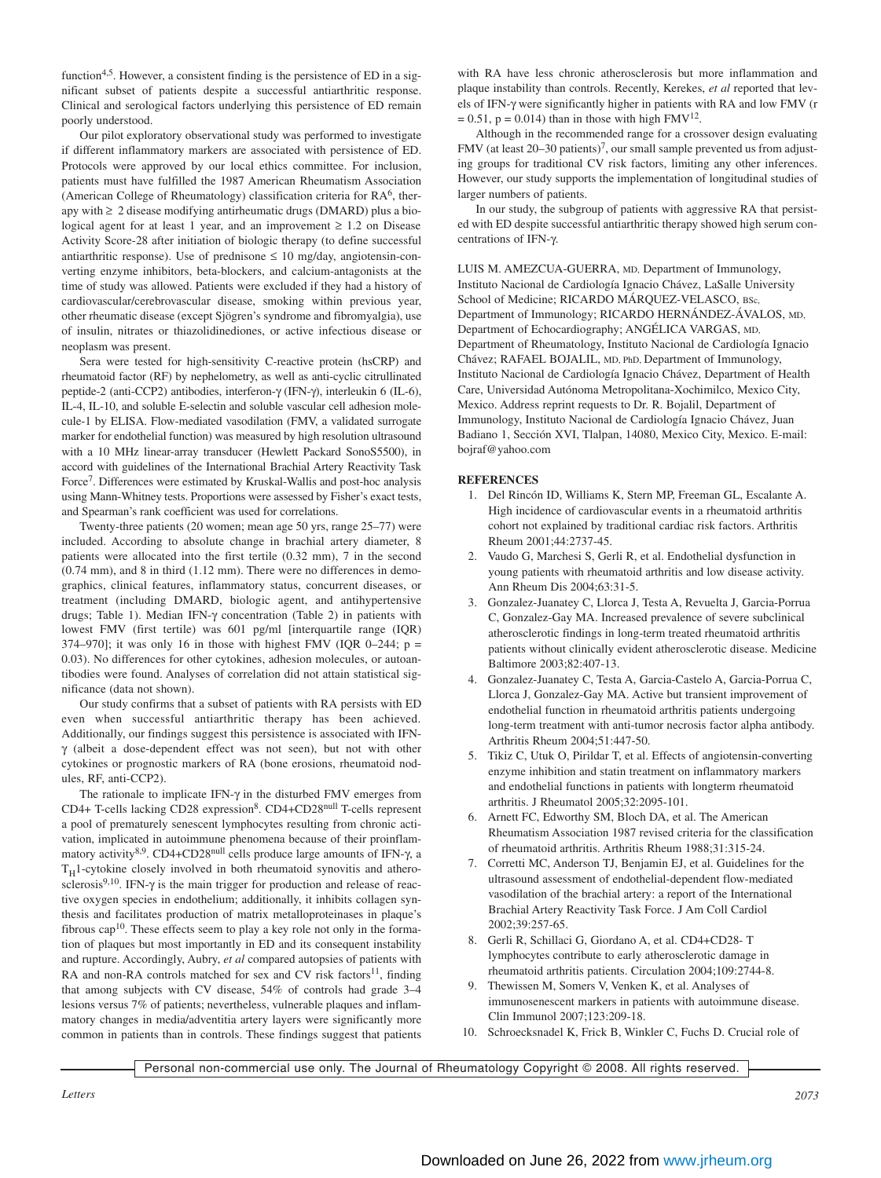function[4,5]. However, a consistent finding is the persistence of ED in a significant subset of patients despite a successful antiarthritic response. Clinical and serological factors underlying this persistence of ED remain poorly understood.

Our pilot exploratory observational study was performed to investigate if different inflammatory markers are associated with persistence of ED. Protocols were approved by our local ethics committee. For inclusion, patients must have fulfilled the 1987 American Rheumatism Association (American College of Rheumatology) classification criteria for RA[6], therapy with ≥ 2 disease modifying antirheumatic drugs (DMARD) plus a biological agent for at least 1 year, and an improvement ≥ 1.2 on Disease Activity Score-28 after initiation of biologic therapy (to define successful antiarthritic response). Use of prednisone ≤ 10 mg/day, angiotensin-converting enzyme inhibitors, beta-blockers, and calcium-antagonists at the time of study was allowed. Patients were excluded if they had a history of cardiovascular/cerebrovascular disease, smoking within previous year, other rheumatic disease (except Sjögren's syndrome and fibromyalgia), use of insulin, nitrates or thiazolidinediones, or active infectious disease or neoplasm was present.

Sera were tested for high-sensitivity C-reactive protein (hsCRP) and rheumatoid factor (RF) by nephelometry, as well as anti-cyclic citrullinated peptide-2 (anti-CCP2) antibodies, interferon-γ (IFN-γ), interleukin 6 (IL-6), IL-4, IL-10, and soluble E-selectin and soluble vascular cell adhesion molecule-1 by ELISA. Flow-mediated vasodilation (FMV, a validated surrogate marker for endothelial function) was measured by high resolution ultrasound with a 10 MHz linear-array transducer (Hewlett Packard SonoS5500), in accord with guidelines of the International Brachial Artery Reactivity Task Force[7]. Differences were estimated by Kruskal-Wallis and post-hoc analysis using Mann-Whitney tests. Proportions were assessed by Fisher's exact tests, and Spearman's rank coefficient was used for correlations.

Twenty-three patients (20 women; mean age 50 yrs, range 25–77) were included. According to absolute change in brachial artery diameter, 8 patients were allocated into the first tertile (0.32 mm), 7 in the second (0.74 mm), and 8 in third (1.12 mm). There were no differences in demographics, clinical features, inflammatory status, concurrent diseases, or treatment (including DMARD, biologic agent, and antihypertensive drugs; Table 1). Median IFN-γ concentration (Table 2) in patients with lowest FMV (first tertile) was 601 pg/ml [interquartile range (IQR) 374–970]; it was only 16 in those with highest FMV (IQR 0–244; $p = 0.03$). No differences for other cytokines, adhesion molecules, or autoantibodies were found. Analyses of correlation did not attain statistical significance (data not shown).

Our study confirms that a subset of patients with RA persists with ED even when successful antiarthritic therapy has been achieved. Additionally, our findings suggest this persistence is associated with IFN-γ (albeit a dose-dependent effect was not seen), but not with other cytokines or prognostic markers of RA (bone erosions, rheumatoid nodules, RF, anti-CCP2).

The rationale to implicate IFN-γ in the disturbed FMV emerges from CD4+ T-cells lacking CD28 expression[8]. CD4+CD28$^{null}$ T-cells represent a pool of prematurely senescent lymphocytes resulting from chronic activation, implicated in autoimmune phenomena because of their proinflammatory activity[8,9]. CD4+CD28$^{null}$ cells produce large amounts of IFN-γ, a $T_H$1-cytokine closely involved in both rheumatoid synovitis and atherosclerosis[9,10]. IFN-γ is the main trigger for production and release of reactive oxygen species in endothelium; additionally, it inhibits collagen synthesis and facilitates production of matrix metalloproteinases in plaque's fibrous cap[10]. These effects seem to play a key role not only in the formation of plaques but most importantly in ED and its consequent instability and rupture. Accordingly, Aubry, *et al* compared autopsies of patients with RA and non-RA controls matched for sex and CV risk factors[11], finding that among subjects with CV disease, 54% of controls had grade 3–4 lesions versus 7% of patients; nevertheless, vulnerable plaques and inflammatory changes in media/adventitia artery layers were significantly more common in patients than in controls. These findings suggest that patients with RA have less chronic atherosclerosis but more inflammation and plaque instability than controls. Recently, Kerekes, *et al* reported that levels of IFN-γ were significantly higher in patients with RA and low FMV ($r = 0.51$, $p = 0.014$) than in those with high FMV[12].

Although in the recommended range for a crossover design evaluating FMV (at least 20–30 patients)[7], our small sample prevented us from adjusting groups for traditional CV risk factors, limiting any other inferences. However, our study supports the implementation of longitudinal studies of larger numbers of patients.

In our study, the subgroup of patients with aggressive RA that persisted with ED despite successful antiarthritic therapy showed high serum concentrations of IFN-γ.

LUIS M. AMEZCUA-GUERRA, MD, Department of Immunology, Instituto Nacional de Cardiología Ignacio Chávez, LaSalle University School of Medicine; RICARDO MÁRQUEZ-VELASCO, BSc, Department of Immunology; RICARDO HERNÁNDEZ-ÁVALOS, MD, Department of Echocardiography; ANGÉLICA VARGAS, MD, Department of Rheumatology, Instituto Nacional de Cardiología Ignacio Chávez; RAFAEL BOJALIL, MD, PhD, Department of Immunology, Instituto Nacional de Cardiología Ignacio Chávez, Department of Health Care, Universidad Autónoma Metropolitana-Xochimilco, Mexico City, Mexico. Address reprint requests to Dr. R. Bojalil, Department of Immunology, Instituto Nacional de Cardiología Ignacio Chávez, Juan Badiano 1, Sección XVI, Tlalpan, 14080, Mexico City, Mexico. E-mail: bojraf@yahoo.com

## REFERENCES

1. Del Rincón ID, Williams K, Stern MP, Freeman GL, Escalante A. High incidence of cardiovascular events in a rheumatoid arthritis cohort not explained by traditional cardiac risk factors. Arthritis Rheum 2001;44:2737-45.
2. Vaudo G, Marchesi S, Gerli R, et al. Endothelial dysfunction in young patients with rheumatoid arthritis and low disease activity. Ann Rheum Dis 2004;63:31-5.
3. Gonzalez-Juanatey C, Llorca J, Testa A, Revuelta J, Garcia-Porrua C, Gonzalez-Gay MA. Increased prevalence of severe subclinical atherosclerotic findings in long-term treated rheumatoid arthritis patients without clinically evident atherosclerotic disease. Medicine Baltimore 2003;82:407-13.
4. Gonzalez-Juanatey C, Testa A, Garcia-Castelo A, Garcia-Porrua C, Llorca J, Gonzalez-Gay MA. Active but transient improvement of endothelial function in rheumatoid arthritis patients undergoing long-term treatment with anti-tumor necrosis factor alpha antibody. Arthritis Rheum 2004;51:447-50.
5. Tikiz C, Utuk O, Pirildar T, et al. Effects of angiotensin-converting enzyme inhibition and statin treatment on inflammatory markers and endothelial functions in patients with longterm rheumatoid arthritis. J Rheumatol 2005;32:2095-101.
6. Arnett FC, Edworthy SM, Bloch DA, et al. The American Rheumatism Association 1987 revised criteria for the classification of rheumatoid arthritis. Arthritis Rheum 1988;31:315-24.
7. Corretti MC, Anderson TJ, Benjamin EJ, et al. Guidelines for the ultrasound assessment of endothelial-dependent flow-mediated vasodilation of the brachial artery: a report of the International Brachial Artery Reactivity Task Force. J Am Coll Cardiol 2002;39:257-65.
8. Gerli R, Schillaci G, Giordano A, et al. CD4+CD28- T lymphocytes contribute to early atherosclerotic damage in rheumatoid arthritis patients. Circulation 2004;109:2744-8.
9. Thewissen M, Somers V, Venken K, et al. Analyses of immunosenescent markers in patients with autoimmune disease. Clin Immunol 2007;123:209-18.
10. Schroecksnadel K, Frick B, Winkler C, Fuchs D. Crucial role of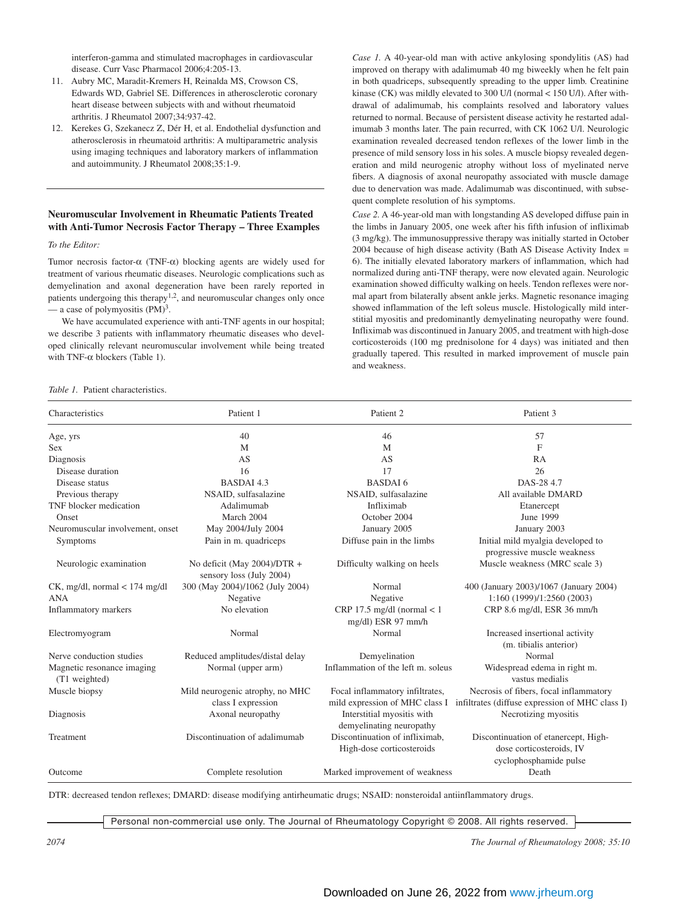interferon-gamma and stimulated macrophages in cardiovascular disease. Curr Vasc Pharmacol 2006;4:205-13.

11. Aubry MC, Maradit-Kremers H, Reinalda MS, Crowson CS, Edwards WD, Gabriel SE. Differences in atherosclerotic coronary heart disease between subjects with and without rheumatoid arthritis. J Rheumatol 2007;34:937-42.
12. Kerekes G, Szekanecz Z, Dér H, et al. Endothelial dysfunction and atherosclerosis in rheumatoid arthritis: A multiparametric analysis using imaging techniques and laboratory markers of inflammation and autoimmunity. J Rheumatol 2008;35:1-9.

## Neuromuscular Involvement in Rheumatic Patients Treated with Anti-Tumor Necrosis Factor Therapy – Three Examples

*To the Editor:*

Tumor necrosis factor-α (TNF-α) blocking agents are widely used for treatment of various rheumatic diseases. Neurologic complications such as demyelination and axonal degeneration have been rarely reported in patients undergoing this therapy[1,2], and neuromuscular changes only once — a case of polymyositis (PM)[3].

We have accumulated experience with anti-TNF agents in our hospital; we describe 3 patients with inflammatory rheumatic diseases who developed clinically relevant neuromuscular involvement while being treated with TNF-α blockers (Table 1).

*Case 1.* A 40-year-old man with active ankylosing spondylitis (AS) had improved on therapy with adalimumab 40 mg biweekly when he felt pain in both quadriceps, subsequently spreading to the upper limb. Creatinine kinase (CK) was mildly elevated to 300 U/l (normal < 150 U/l). After withdrawal of adalimumab, his complaints resolved and laboratory values returned to normal. Because of persistent disease activity he restarted adalimumab 3 months later. The pain recurred, with CK 1062 U/l. Neurologic examination revealed decreased tendon reflexes of the lower limb in the presence of mild sensory loss in his soles. A muscle biopsy revealed degeneration and mild neurogenic atrophy without loss of myelinated nerve fibers. A diagnosis of axonal neuropathy associated with muscle damage due to denervation was made. Adalimumab was discontinued, with subsequent complete resolution of his symptoms.

*Case 2.* A 46-year-old man with longstanding AS developed diffuse pain in the limbs in January 2005, one week after his fifth infusion of infliximab (3 mg/kg). The immunosuppressive therapy was initially started in October 2004 because of high disease activity (Bath AS Disease Activity Index = 6). The initially elevated laboratory markers of inflammation, which had normalized during anti-TNF therapy, were now elevated again. Neurologic examination showed difficulty walking on heels. Tendon reflexes were normal apart from bilaterally absent ankle jerks. Magnetic resonance imaging showed inflammation of the left soleus muscle. Histologically mild interstitial myositis and predominantly demyelinating neuropathy were found. Infliximab was discontinued in January 2005, and treatment with high-dose corticosteroids (100 mg prednisolone for 4 days) was initiated and then gradually tapered. This resulted in marked improvement of muscle pain and weakness.

*Table 1.* Patient characteristics.

| Characteristics | Patient 1 | Patient 2 | Patient 3 |
|---|---|---|---|
| Age, yrs | 40 | 46 | 57 |
| Sex | M | M | F |
| Diagnosis | AS | AS | RA |
| Disease duration | 16 | 17 | 26 |
| Disease status | BASDAI 4.3 | BASDAI 6 | DAS-28 4.7 |
| Previous therapy | NSAID, sulfasalazine | NSAID, sulfasalazine | All available DMARD |
| TNF blocker medication | Adalimumab | Infliximab | Etanercept |
| Onset | March 2004 | October 2004 | June 1999 |
| Neuromuscular involvement, onset | May 2004/July 2004 | January 2005 | January 2003 |
| Symptoms | Pain in m. quadriceps | Diffuse pain in the limbs | Initial mild myalgia developed to progressive muscle weakness |
| Neurologic examination | No deficit (May 2004)/DTR + sensory loss (July 2004) | Difficulty walking on heels | Muscle weakness (MRC scale 3) |
| CK, mg/dl, normal < 174 mg/dl | 300 (May 2004)/1062 (July 2004) | Normal | 400 (January 2003)/1067 (January 2004) |
| ANA | Negative | Negative | 1:160 (1999)/1:2560 (2003) |
| Inflammatory markers | No elevation | CRP 17.5 mg/dl (normal < 1 mg/dl) ESR 97 mm/h | CRP 8.6 mg/dl, ESR 36 mm/h |
| Electromyogram | Normal | Normal | Increased insertional activity (m. tibialis anterior) |
| Nerve conduction studies | Reduced amplitudes/distal delay | Demyelination | Normal |
| Magnetic resonance imaging (T1 weighted) | Normal (upper arm) | Inflammation of the left m. soleus | Widespread edema in right m. vastus medialis |
| Muscle biopsy | Mild neurogenic atrophy, no MHC class I expression | Focal inflammatory infiltrates, mild expression of MHC class I | Necrosis of fibers, focal inflammatory infiltrates (diffuse expression of MHC class I) |
| Diagnosis | Axonal neuropathy | Interstitial myositis with demyelinating neuropathy | Necrotizing myositis |
| Treatment | Discontinuation of adalimumab | Discontinuation of infliximab, High-dose corticosteroids | Discontinuation of etanercept, High-dose corticosteroids, IV cyclophosphamide pulse |
| Outcome | Complete resolution | Marked improvement of weakness | Death |

DTR: decreased tendon reflexes; DMARD: disease modifying antirheumatic drugs; NSAID: nonsteroidal antiinflammatory drugs.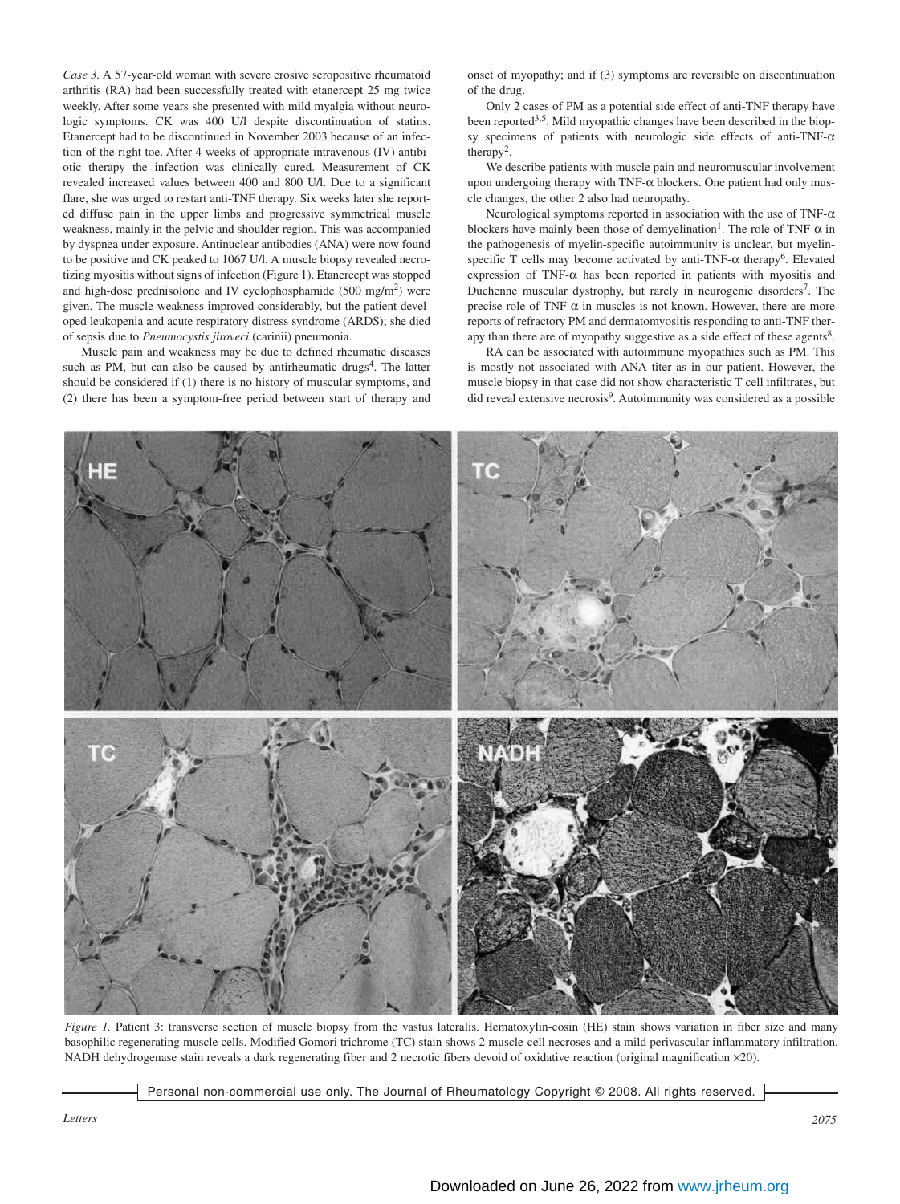*Case 3.* A 57-year-old woman with severe erosive seropositive rheumatoid arthritis (RA) had been successfully treated with etanercept 25 mg twice weekly. After some years she presented with mild myalgia without neurologic symptoms. CK was 400 U/l despite discontinuation of statins. Etanercept had to be discontinued in November 2003 because of an infection of the right toe. After 4 weeks of appropriate intravenous (IV) antibiotic therapy the infection was clinically cured. Measurement of CK revealed increased values between 400 and 800 U/l. Due to a significant flare, she was urged to restart anti-TNF therapy. Six weeks later she reported diffuse pain in the upper limbs and progressive symmetrical muscle weakness, mainly in the pelvic and shoulder region. This was accompanied by dyspnea under exposure. Antinuclear antibodies (ANA) were now found to be positive and CK peaked to 1067 U/l. A muscle biopsy revealed necrotizing myositis without signs of infection (Figure 1). Etanercept was stopped and high-dose prednisolone and IV cyclophosphamide (500 mg/m$^2$) were given. The muscle weakness improved considerably, but the patient developed leukopenia and acute respiratory distress syndrome (ARDS); she died of sepsis due to *Pneumocystis jiroveci* (carinii) pneumonia.

Muscle pain and weakness may be due to defined rheumatic diseases such as PM, but can also be caused by antirheumatic drugs[4]. The latter should be considered if (1) there is no history of muscular symptoms, and (2) there has been a symptom-free period between start of therapy and onset of myopathy; and if (3) symptoms are reversible on discontinuation of the drug.

Only 2 cases of PM as a potential side effect of anti-TNF therapy have been reported[3,5]. Mild myopathic changes have been described in the biopsy specimens of patients with neurologic side effects of anti-TNF-α therapy[2].

We describe patients with muscle pain and neuromuscular involvement upon undergoing therapy with TNF-α blockers. One patient had only muscle changes, the other 2 also had neuropathy.

Neurological symptoms reported in association with the use of TNF-α blockers have mainly been those of demyelination[1]. The role of TNF-α in the pathogenesis of myelin-specific autoimmunity is unclear, but myelin-specific T cells may become activated by anti-TNF-α therapy[6]. Elevated expression of TNF-α has been reported in patients with myositis and Duchenne muscular dystrophy, but rarely in neurogenic disorders[7]. The precise role of TNF-α in muscles is not known. However, there are more reports of refractory PM and dermatomyositis responding to anti-TNF therapy than there are of myopathy suggestive as a side effect of these agents[8].

RA can be associated with autoimmune myopathies such as PM. This is mostly not associated with ANA titer as in our patient. However, the muscle biopsy in that case did not show characteristic T cell infiltrates, but did reveal extensive necrosis[9]. Autoimmunity was considered as a possible

*Figure 1.* Patient 3: transverse section of muscle biopsy from the vastus lateralis. Hematoxylin-eosin (HE) stain shows variation in fiber size and many basophilic regenerating muscle cells. Modified Gomori trichrome (TC) stain shows 2 muscle-cell necroses and a mild perivascular inflammatory infiltration. NADH dehydrogenase stain reveals a dark regenerating fiber and 2 necrotic fibers devoid of oxidative reaction (original magnification ×20).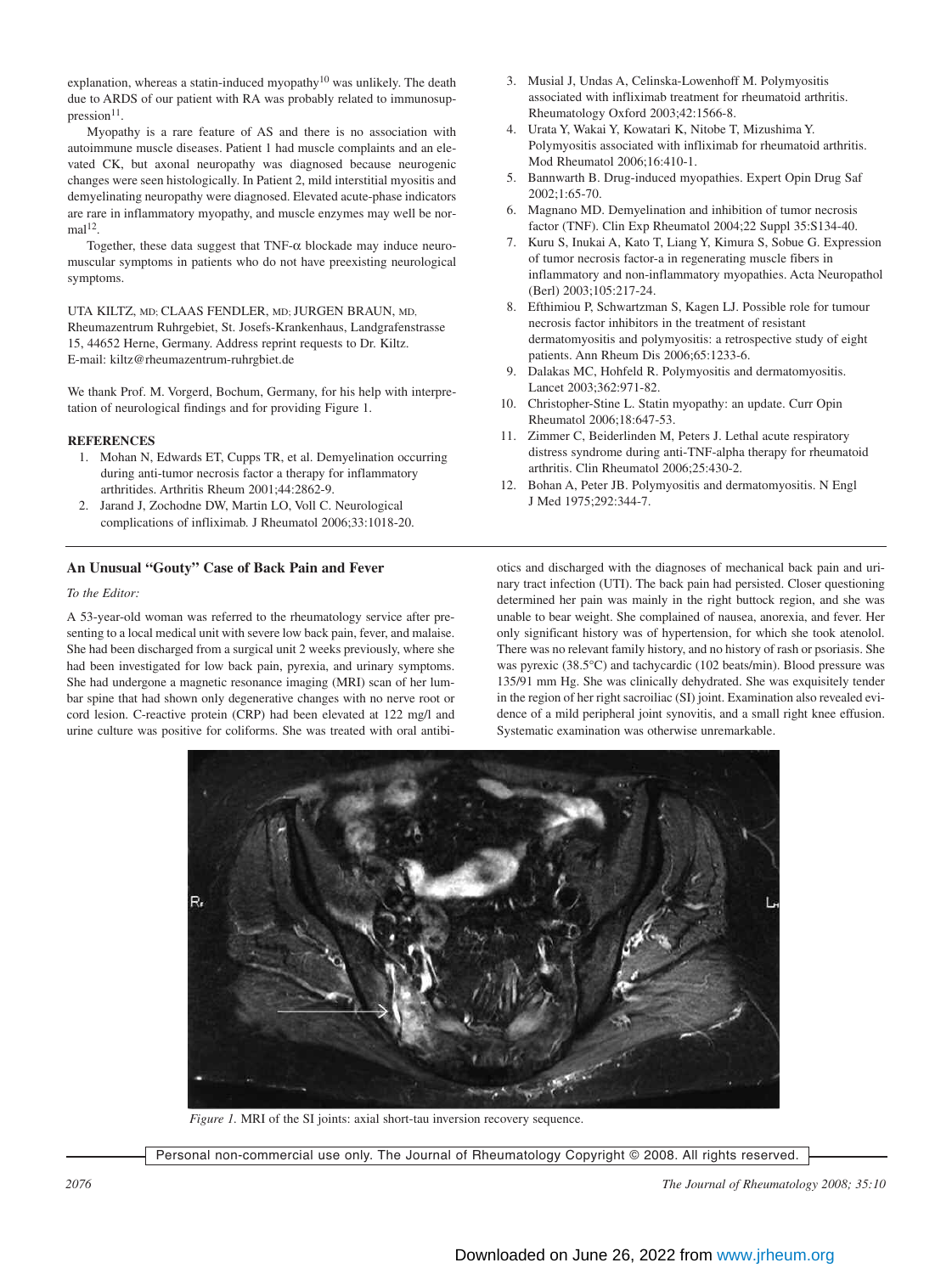explanation, whereas a statin-induced myopathy[10] was unlikely. The death due to ARDS of our patient with RA was probably related to immunosuppression[11].

Myopathy is a rare feature of AS and there is no association with autoimmune muscle diseases. Patient 1 had muscle complaints and an elevated CK, but axonal neuropathy was diagnosed because neurogenic changes were seen histologically. In Patient 2, mild interstitial myositis and demyelinating neuropathy were diagnosed. Elevated acute-phase indicators are rare in inflammatory myopathy, and muscle enzymes may well be normal[12].

Together, these data suggest that TNF-α blockade may induce neuromuscular symptoms in patients who do not have preexisting neurological symptoms.

UTA KILTZ, MD; CLAAS FENDLER, MD; JURGEN BRAUN, MD, Rheumazentrum Ruhrgebiet, St. Josefs-Krankenhaus, Landgrafenstrasse 15, 44652 Herne, Germany. Address reprint requests to Dr. Kiltz. E-mail: kiltz@rheumazentrum-ruhrgbiet.de

We thank Prof. M. Vorgerd, Bochum, Germany, for his help with interpretation of neurological findings and for providing Figure 1.

**REFERENCES**

1. Mohan N, Edwards ET, Cupps TR, et al. Demyelination occurring during anti-tumor necrosis factor a therapy for inflammatory arthritides. Arthritis Rheum 2001;44:2862-9.
2. Jarand J, Zochodne DW, Martin LO, Voll C. Neurological complications of infliximab. J Rheumatol 2006;33:1018-20.
3. Musial J, Undas A, Celinska-Lowenhoff M. Polymyositis associated with infliximab treatment for rheumatoid arthritis. Rheumatology Oxford 2003;42:1566-8.
4. Urata Y, Wakai Y, Kowatari K, Nitobe T, Mizushima Y. Polymyositis associated with infliximab for rheumatoid arthritis. Mod Rheumatol 2006;16:410-1.
5. Bannwarth B. Drug-induced myopathies. Expert Opin Drug Saf 2002;1:65-70.
6. Magnano MD. Demyelination and inhibition of tumor necrosis factor (TNF). Clin Exp Rheumatol 2004;22 Suppl 35:S134-40.
7. Kuru S, Inukai A, Kato T, Liang Y, Kimura S, Sobue G. Expression of tumor necrosis factor-a in regenerating muscle fibers in inflammatory and non-inflammatory myopathies. Acta Neuropathol (Berl) 2003;105:217-24.
8. Efthimiou P, Schwartzman S, Kagen LJ. Possible role for tumour necrosis factor inhibitors in the treatment of resistant dermatomyositis and polymyositis: a retrospective study of eight patients. Ann Rheum Dis 2006;65:1233-6.
9. Dalakas MC, Hohfeld R. Polymyositis and dermatomyositis. Lancet 2003;362:971-82.
10. Christopher-Stine L. Statin myopathy: an update. Curr Opin Rheumatol 2006;18:647-53.
11. Zimmer C, Beiderlinden M, Peters J. Lethal acute respiratory distress syndrome during anti-TNF-alpha therapy for rheumatoid arthritis. Clin Rheumatol 2006;25:430-2.
12. Bohan A, Peter JB. Polymyositis and dermatomyositis. N Engl J Med 1975;292:344-7.

## An Unusual "Gouty" Case of Back Pain and Fever

*To the Editor:*

A 53-year-old woman was referred to the rheumatology service after presenting to a local medical unit with severe low back pain, fever, and malaise. She had been discharged from a surgical unit 2 weeks previously, where she had been investigated for low back pain, pyrexia, and urinary symptoms. She had undergone a magnetic resonance imaging (MRI) scan of her lumbar spine that had shown only degenerative changes with no nerve root or cord lesion. C-reactive protein (CRP) had been elevated at 122 mg/l and urine culture was positive for coliforms. She was treated with oral antibiotics and discharged with the diagnoses of mechanical back pain and urinary tract infection (UTI). The back pain had persisted. Closer questioning determined her pain was mainly in the right buttock region, and she was unable to bear weight. She complained of nausea, anorexia, and fever. Her only significant history was of hypertension, for which she took atenolol. There was no relevant family history, and no history of rash or psoriasis. She was pyrexic (38.5°C) and tachycardic (102 beats/min). Blood pressure was 135/91 mm Hg. She was clinically dehydrated. She was exquisitely tender in the region of her right sacroiliac (SI) joint. Examination also revealed evidence of a mild peripheral joint synovitis, and a small right knee effusion. Systematic examination was otherwise unremarkable.

*Figure 1.* MRI of the SI joints: axial short-tau inversion recovery sequence.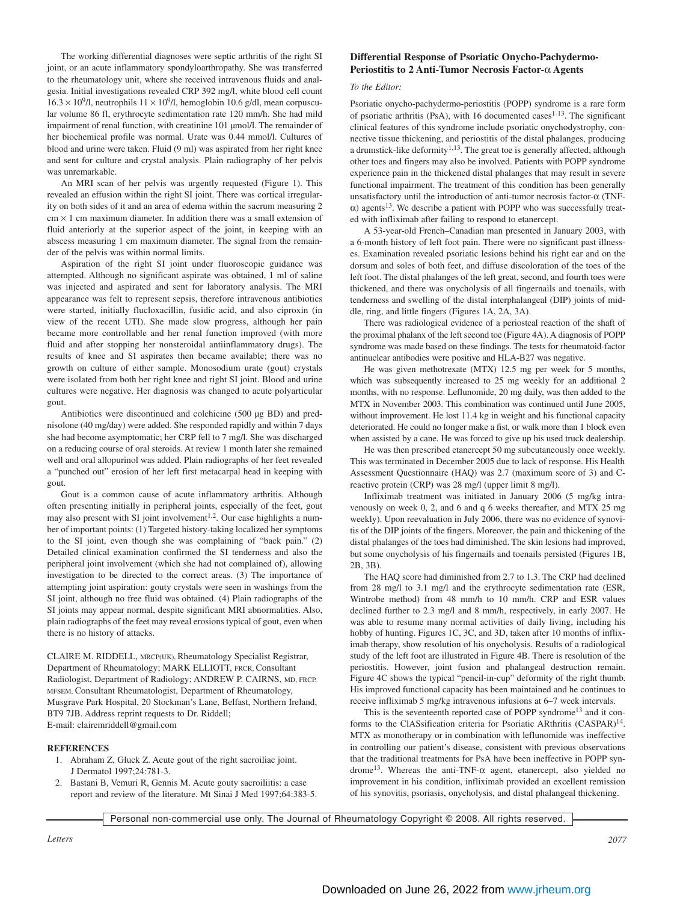The working differential diagnoses were septic arthritis of the right SI joint, or an acute inflammatory spondyloarthropathy. She was transferred to the rheumatology unit, where she received intravenous fluids and analgesia. Initial investigations revealed CRP 392 mg/l, white blood cell count $16.3 \times 10^9$/l, neutrophils $11 \times 10^9$/l, hemoglobin 10.6 g/dl, mean corpuscular volume 86 fl, erythrocyte sedimentation rate 120 mm/h. She had mild impairment of renal function, with creatinine 101 µmol/l. The remainder of her biochemical profile was normal. Urate was 0.44 mmol/l. Cultures of blood and urine were taken. Fluid (9 ml) was aspirated from her right knee and sent for culture and crystal analysis. Plain radiography of her pelvis was unremarkable.

An MRI scan of her pelvis was urgently requested (Figure 1). This revealed an effusion within the right SI joint. There was cortical irregularity on both sides of it and an area of edema within the sacrum measuring 2 cm × 1 cm maximum diameter. In addition there was a small extension of fluid anteriorly at the superior aspect of the joint, in keeping with an abscess measuring 1 cm maximum diameter. The signal from the remainder of the pelvis was within normal limits.

Aspiration of the right SI joint under fluoroscopic guidance was attempted. Although no significant aspirate was obtained, 1 ml of saline was injected and aspirated and sent for laboratory analysis. The MRI appearance was felt to represent sepsis, therefore intravenous antibiotics were started, initially flucloxacillin, fusidic acid, and also ciproxin (in view of the recent UTI). She made slow progress, although her pain became more controllable and her renal function improved (with more fluid and after stopping her nonsteroidal antiinflammatory drugs). The results of knee and SI aspirates then became available; there was no growth on culture of either sample. Monosodium urate (gout) crystals were isolated from both her right knee and right SI joint. Blood and urine cultures were negative. Her diagnosis was changed to acute polyarticular gout.

Antibiotics were discontinued and colchicine (500 µg BD) and prednisolone (40 mg/day) were added. She responded rapidly and within 7 days she had become asymptomatic; her CRP fell to 7 mg/l. She was discharged on a reducing course of oral steroids. At review 1 month later she remained well and oral allopurinol was added. Plain radiographs of her feet revealed a "punched out" erosion of her left first metacarpal head in keeping with gout.

Gout is a common cause of acute inflammatory arthritis. Although often presenting initially in peripheral joints, especially of the feet, gout may also present with SI joint involvement[1,2]. Our case highlights a number of important points: (1) Targeted history-taking localized her symptoms to the SI joint, even though she was complaining of "back pain." (2) Detailed clinical examination confirmed the SI tenderness and also the peripheral joint involvement (which she had not complained of), allowing investigation to be directed to the correct areas. (3) The importance of attempting joint aspiration: gouty crystals were seen in washings from the SI joint, although no free fluid was obtained. (4) Plain radiographs of the SI joints may appear normal, despite significant MRI abnormalities. Also, plain radiographs of the feet may reveal erosions typical of gout, even when there is no history of attacks.

CLAIRE M. RIDDELL, MRCP(UK), Rheumatology Specialist Registrar, Department of Rheumatology; MARK ELLIOTT, FRCR, Consultant Radiologist, Department of Radiology; ANDREW P. CAIRNS, MD, FRCP, MFSEM, Consultant Rheumatologist, Department of Rheumatology, Musgrave Park Hospital, 20 Stockman's Lane, Belfast, Northern Ireland, BT9 7JB. Address reprint requests to Dr. Riddell;
E-mail: clairemriddell@gmail.com

## REFERENCES

1. Abraham Z, Gluck Z. Acute gout of the right sacroiliac joint. J Dermatol 1997;24:781-3.
2. Bastani B, Vemuri R, Gennis M. Acute gouty sacroiliitis: a case report and review of the literature. Mt Sinai J Med 1997;64:383-5.

## Differential Response of Psoriatic Onycho-Pachydermo-Periostitis to 2 Anti-Tumor Necrosis Factor-α Agents

*To the Editor:*

Psoriatic onycho-pachydermo-periostitis (POPP) syndrome is a rare form of psoriatic arthritis (PsA), with 16 documented cases[1-13]. The significant clinical features of this syndrome include psoriatic onychodystrophy, connective tissue thickening, and periostitis of the distal phalanges, producing a drumstick-like deformity[1,13]. The great toe is generally affected, although other toes and fingers may also be involved. Patients with POPP syndrome experience pain in the thickened distal phalanges that may result in severe functional impairment. The treatment of this condition has been generally unsatisfactory until the introduction of anti-tumor necrosis factor-α (TNF-α) agents[13]. We describe a patient with POPP who was successfully treated with infliximab after failing to respond to etanercept.

A 53-year-old French–Canadian man presented in January 2003, with a 6-month history of left foot pain. There were no significant past illnesses. Examination revealed psoriatic lesions behind his right ear and on the dorsum and soles of both feet, and diffuse discoloration of the toes of the left foot. The distal phalanges of the left great, second, and fourth toes were thickened, and there was onycholysis of all fingernails and toenails, with tenderness and swelling of the distal interphalangeal (DIP) joints of middle, ring, and little fingers (Figures 1A, 2A, 3A).

There was radiological evidence of a periosteal reaction of the shaft of the proximal phalanx of the left second toe (Figure 4A). A diagnosis of POPP syndrome was made based on these findings. The tests for rheumatoid-factor antinuclear antibodies were positive and HLA-B27 was negative.

He was given methotrexate (MTX) 12.5 mg per week for 5 months, which was subsequently increased to 25 mg weekly for an additional 2 months, with no response. Leflunomide, 20 mg daily, was then added to the MTX in November 2003. This combination was continued until June 2005, without improvement. He lost 11.4 kg in weight and his functional capacity deteriorated. He could no longer make a fist, or walk more than 1 block even when assisted by a cane. He was forced to give up his used truck dealership.

He was then prescribed etanercept 50 mg subcutaneously once weekly. This was terminated in December 2005 due to lack of response. His Health Assessment Questionnaire (HAQ) was 2.7 (maximum score of 3) and C-reactive protein (CRP) was 28 mg/l (upper limit 8 mg/l).

Infliximab treatment was initiated in January 2006 (5 mg/kg intravenously on week 0, 2, and 6 and q 6 weeks thereafter, and MTX 25 mg weekly). Upon reevaluation in July 2006, there was no evidence of synovitis of the DIP joints of the fingers. Moreover, the pain and thickening of the distal phalanges of the toes had diminished. The skin lesions had improved, but some onycholysis of his fingernails and toenails persisted (Figures 1B, 2B, 3B).

The HAQ score had diminished from 2.7 to 1.3. The CRP had declined from 28 mg/l to 3.1 mg/l and the erythrocyte sedimentation rate (ESR, Wintrobe method) from 48 mm/h to 10 mm/h. CRP and ESR values declined further to 2.3 mg/l and 8 mm/h, respectively, in early 2007. He was able to resume many normal activities of daily living, including his hobby of hunting. Figures 1C, 3C, and 3D, taken after 10 months of infliximab therapy, show resolution of his onycholysis. Results of a radiological study of the left foot are illustrated in Figure 4B. There is resolution of the periostitis. However, joint fusion and phalangeal destruction remain. Figure 4C shows the typical "pencil-in-cup" deformity of the right thumb. His improved functional capacity has been maintained and he continues to receive infliximab 5 mg/kg intravenous infusions at 6–7 week intervals.

This is the seventeenth reported case of POPP syndrome[13] and it conforms to the ClASsification criteria for Psoriatic ARthritis (CASPAR)[14]. MTX as monotherapy or in combination with leflunomide was ineffective in controlling our patient's disease, consistent with previous observations that the traditional treatments for PsA have been ineffective in POPP syndrome[13]. Whereas the anti-TNF-α agent, etanercept, also yielded no improvement in his condition, infliximab provided an excellent remission of his synovitis, psoriasis, onycholysis, and distal phalangeal thickening.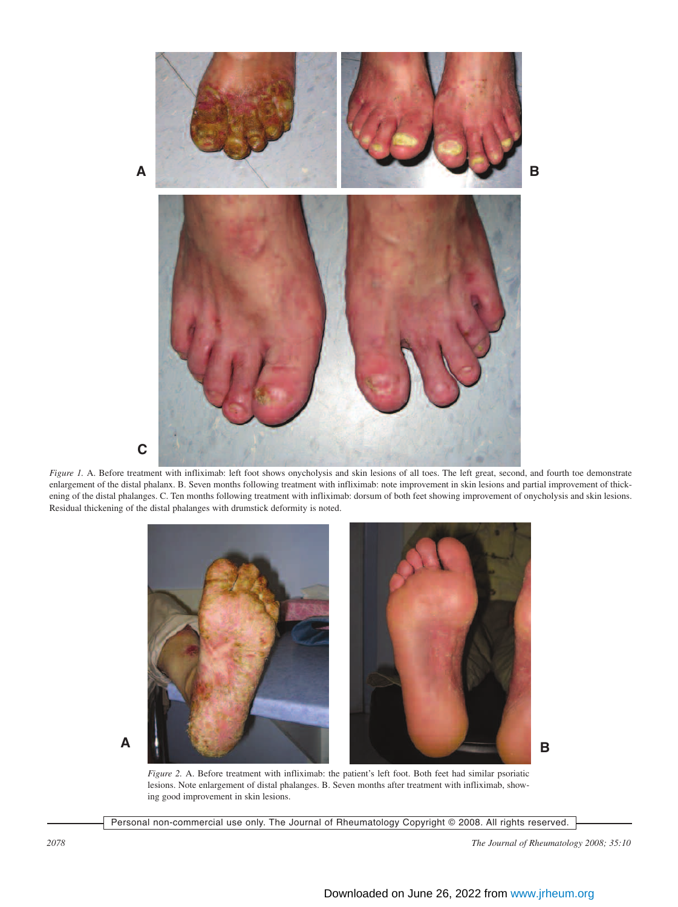*Figure 1.* A. Before treatment with infliximab: left foot shows onycholysis and skin lesions of all toes. The left great, second, and fourth toe demonstrate enlargement of the distal phalanx. B. Seven months following treatment with infliximab: note improvement in skin lesions and partial improvement of thickening of the distal phalanges. C. Ten months following treatment with infliximab: dorsum of both feet showing improvement of onycholysis and skin lesions. Residual thickening of the distal phalanges with drumstick deformity is noted.

*Figure 2.* A. Before treatment with infliximab: the patient's left foot. Both feet had similar psoriatic lesions. Note enlargement of distal phalanges. B. Seven months after treatment with infliximab, showing good improvement in skin lesions.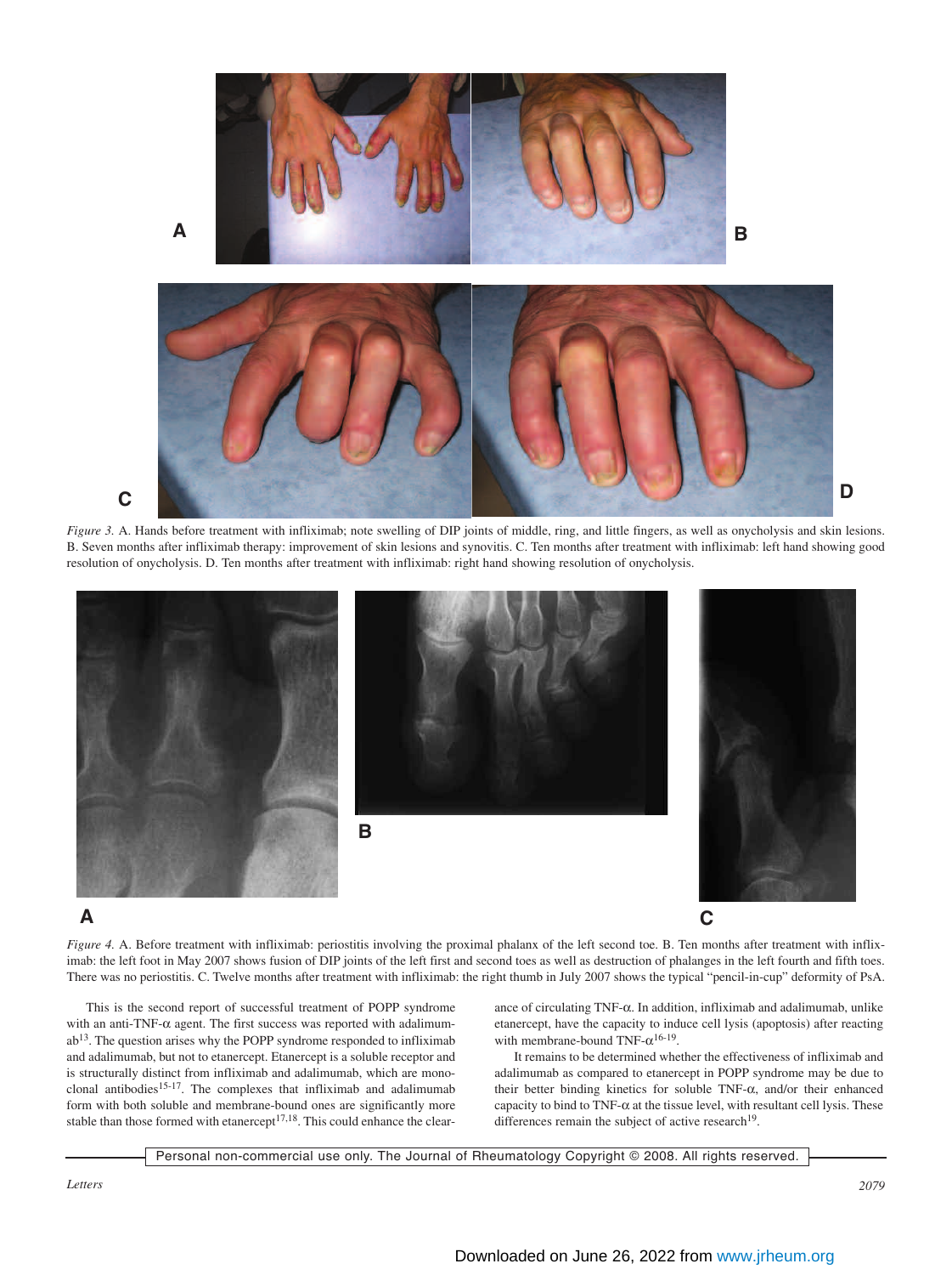*Figure 3.* A. Hands before treatment with infliximab; note swelling of DIP joints of middle, ring, and little fingers, as well as onycholysis and skin lesions. B. Seven months after infliximab therapy: improvement of skin lesions and synovitis. C. Ten months after treatment with infliximab: left hand showing good resolution of onycholysis. D. Ten months after treatment with infliximab: right hand showing resolution of onycholysis.

*Figure 4.* A. Before treatment with infliximab: periostitis involving the proximal phalanx of the left second toe. B. Ten months after treatment with infliximab: the left foot in May 2007 shows fusion of DIP joints of the left first and second toes as well as destruction of phalanges in the left fourth and fifth toes. There was no periostitis. C. Twelve months after treatment with infliximab: the right thumb in July 2007 shows the typical "pencil-in-cup" deformity of PsA.

This is the second report of successful treatment of POPP syndrome with an anti-TNF-α agent. The first success was reported with adalimumab[13]. The question arises why the POPP syndrome responded to infliximab and adalimumab, but not to etanercept. Etanercept is a soluble receptor and is structurally distinct from infliximab and adalimumab, which are monoclonal antibodies[15-17]. The complexes that infliximab and adalimumab form with both soluble and membrane-bound ones are significantly more stable than those formed with etanercept[17,18]. This could enhance the clearance of circulating TNF-α. In addition, infliximab and adalimumab, unlike etanercept, have the capacity to induce cell lysis (apoptosis) after reacting with membrane-bound TNF-α[16-19].

It remains to be determined whether the effectiveness of infliximab and adalimumab as compared to etanercept in POPP syndrome may be due to their better binding kinetics for soluble TNF-α, and/or their enhanced capacity to bind to TNF-α at the tissue level, with resultant cell lysis. These differences remain the subject of active research[19].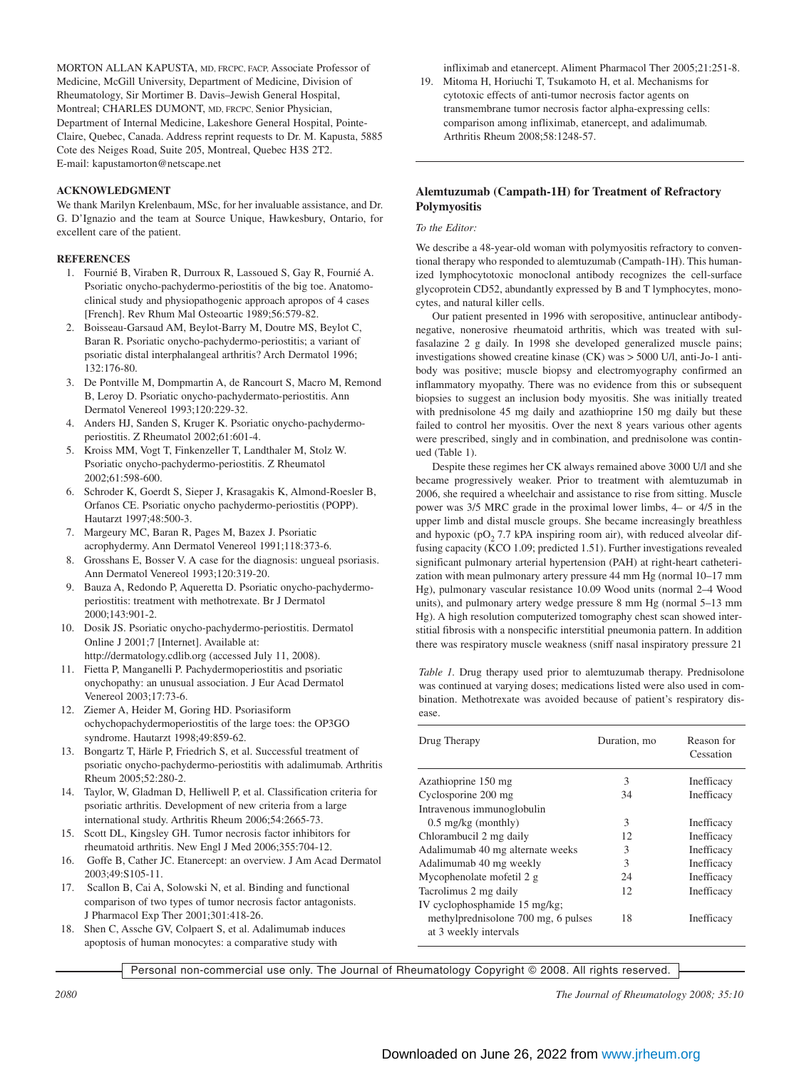MORTON ALLAN KAPUSTA, MD, FRCPC, FACP, Associate Professor of Medicine, McGill University, Department of Medicine, Division of Rheumatology, Sir Mortimer B. Davis–Jewish General Hospital, Montreal; CHARLES DUMONT, MD, FRCPC, Senior Physician, Department of Internal Medicine, Lakeshore General Hospital, Pointe-Claire, Quebec, Canada. Address reprint requests to Dr. M. Kapusta, 5885 Cote des Neiges Road, Suite 205, Montreal, Quebec H3S 2T2. E-mail: kapustamorton@netscape.net

**ACKNOWLEDGMENT**

We thank Marilyn Krelenbaum, MSc, for her invaluable assistance, and Dr. G. D'Ignazio and the team at Source Unique, Hawkesbury, Ontario, for excellent care of the patient.

**REFERENCES**

1. Fournié B, Viraben R, Durroux R, Lassoued S, Gay R, Fournié A. Psoriatic onycho-pachydermo-periostitis of the big toe. Anatomo-clinical study and physiopathogenic approach apropos of 4 cases [French]. Rev Rhum Mal Osteoartic 1989;56:579-82.
2. Boisseau-Garsaud AM, Beylot-Barry M, Doutre MS, Beylot C, Baran R. Psoriatic onycho-pachydermo-periostitis; a variant of psoriatic distal interphalangeal arthritis? Arch Dermatol 1996; 132:176-80.
3. De Pontville M, Dompmartin A, de Rancourt S, Macro M, Remond B, Leroy D. Psoriatic onycho-pachydermato-periostitis. Ann Dermatol Venereol 1993;120:229-32.
4. Anders HJ, Sanden S, Kruger K. Psoriatic onycho-pachydermo-periostitis. Z Rheumatol 2002;61:601-4.
5. Kroiss MM, Vogt T, Finkenzeller T, Landthaler M, Stolz W. Psoriatic onycho-pachydermo-periostitis. Z Rheumatol 2002;61:598-600.
6. Schroder K, Goerdt S, Sieper J, Krasagakis K, Almond-Roesler B, Orfanos CE. Psoriatic onycho pachydermo-periostitis (POPP). Hautarzt 1997;48:500-3.
7. Margeury MC, Baran R, Pages M, Bazex J. Psoriatic acrophydermy. Ann Dermatol Venereol 1991;118:373-6.
8. Grosshans E, Bosser V. A case for the diagnosis: ungueal psoriasis. Ann Dermatol Venereol 1993;120:319-20.
9. Bauza A, Redondo P, Aqueretta D. Psoriatic onycho-pachydermo-periostitis: treatment with methotrexate. Br J Dermatol 2000;143:901-2.
10. Dosik JS. Psoriatic onycho-pachydermo-periostitis. Dermatol Online J 2001;7 [Internet]. Available at: http://dermatology.cdlib.org (accessed July 11, 2008).
11. Fietta P, Manganelli P. Pachydermoperiostitis and psoriatic onychopathy: an unusual association. J Eur Acad Dermatol Venereol 2003;17:73-6.
12. Ziemer A, Heider M, Goring HD. Psoriasiform ochychopachydermoperiostitis of the large toes: the OP3GO syndrome. Hautarzt 1998;49:859-62.
13. Bongartz T, Härle P, Friedrich S, et al. Successful treatment of psoriatic onycho-pachydermo-periostitis with adalimumab. Arthritis Rheum 2005;52:280-2.
14. Taylor, W, Gladman D, Helliwell P, et al. Classification criteria for psoriatic arthritis. Development of new criteria from a large international study. Arthritis Rheum 2006;54:2665-73.
15. Scott DL, Kingsley GH. Tumor necrosis factor inhibitors for rheumatoid arthritis. New Engl J Med 2006;355:704-12.
16. Goffe B, Cather JC. Etanercept: an overview. J Am Acad Dermatol 2003;49:S105-11.
17. Scallon B, Cai A, Solowski N, et al. Binding and functional comparison of two types of tumor necrosis factor antagonists. J Pharmacol Exp Ther 2001;301:418-26.
18. Shen C, Assche GV, Colpaert S, et al. Adalimumab induces apoptosis of human monocytes: a comparative study with infliximab and etanercept. Aliment Pharmacol Ther 2005;21:251-8.
19. Mitoma H, Horiuchi T, Tsukamoto H, et al. Mechanisms for cytotoxic effects of anti-tumor necrosis factor agents on transmembrane tumor necrosis factor alpha-expressing cells: comparison among infliximab, etanercept, and adalimumab. Arthritis Rheum 2008;58:1248-57.

## Alemtuzumab (Campath-1H) for Treatment of Refractory Polymyositis

*To the Editor:*

We describe a 48-year-old woman with polymyositis refractory to conventional therapy who responded to alemtuzumab (Campath-1H). This humanized lymphocytotoxic monoclonal antibody recognizes the cell-surface glycoprotein CD52, abundantly expressed by B and T lymphocytes, monocytes, and natural killer cells.

Our patient presented in 1996 with seropositive, antinuclear antibody-negative, nonerosive rheumatoid arthritis, which was treated with sulfasalazine 2 g daily. In 1998 she developed generalized muscle pains; investigations showed creatine kinase (CK) was > 5000 U/l, anti-Jo-1 antibody was positive; muscle biopsy and electromyography confirmed an inflammatory myopathy. There was no evidence from this or subsequent biopsies to suggest an inclusion body myositis. She was initially treated with prednisolone 45 mg daily and azathioprine 150 mg daily but these failed to control her myositis. Over the next 8 years various other agents were prescribed, singly and in combination, and prednisolone was continued (Table 1).

Despite these regimes her CK always remained above 3000 U/l and she became progressively weaker. Prior to treatment with alemtuzumab in 2006, she required a wheelchair and assistance to rise from sitting. Muscle power was 3/5 MRC grade in the proximal lower limbs, 4– or 4/5 in the upper limb and distal muscle groups. She became increasingly breathless and hypoxic ($pO_2$ 7.7 kPA inspiring room air), with reduced alveolar diffusing capacity (KCO 1.09; predicted 1.51). Further investigations revealed significant pulmonary arterial hypertension (PAH) at right-heart catheterization with mean pulmonary artery pressure 44 mm Hg (normal 10–17 mm Hg), pulmonary vascular resistance 10.09 Wood units (normal 2–4 Wood units), and pulmonary artery wedge pressure 8 mm Hg (normal 5–13 mm Hg). A high resolution computerized tomography chest scan showed interstitial fibrosis with a nonspecific interstitial pneumonia pattern. In addition there was respiratory muscle weakness (sniff nasal inspiratory pressure 21

*Table 1.* Drug therapy used prior to alemtuzumab therapy. Prednisolone was continued at varying doses; medications listed were also used in combination. Methotrexate was avoided because of patient's respiratory disease.

| Drug Therapy | Duration, mo | Reason for Cessation |
|---|---|---|
| Azathioprine 150 mg | 3 | Inefficacy |
| Cyclosporine 200 mg | 34 | Inefficacy |
| Intravenous immunoglobulin 0.5 mg/kg (monthly) | 3 | Inefficacy |
| Chlorambucil 2 mg daily | 12 | Inefficacy |
| Adalimumab 40 mg alternate weeks | 3 | Inefficacy |
| Adalimumab 40 mg weekly | 3 | Inefficacy |
| Mycophenolate mofetil 2 g | 24 | Inefficacy |
| Tacrolimus 2 mg daily | 12 | Inefficacy |
| IV cyclophosphamide 15 mg/kg; methylprednisolone 700 mg, 6 pulses at 3 weekly intervals | 18 | Inefficacy |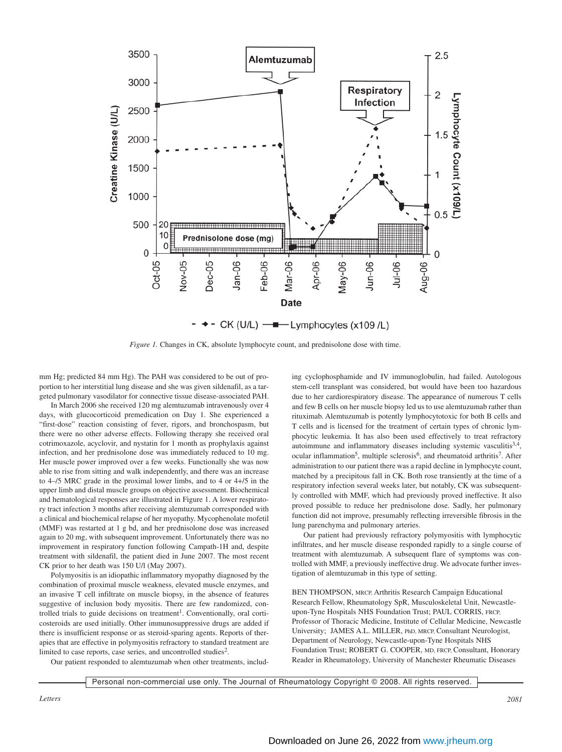*Figure 1.* Changes in CK, absolute lymphocyte count, and prednisolone dose with time.

mm Hg; predicted 84 mm Hg). The PAH was considered to be out of proportion to her interstitial lung disease and she was given sildenafil, as a targeted pulmonary vasodilator for connective tissue disease-associated PAH.

In March 2006 she received 120 mg alemtuzumab intravenously over 4 days, with glucocorticoid premedication on Day 1. She experienced a "first-dose" reaction consisting of fever, rigors, and bronchospasm, but there were no other adverse effects. Following therapy she received oral cotrimoxazole, acyclovir, and nystatin for 1 month as prophylaxis against infection, and her prednisolone dose was immediately reduced to 10 mg. Her muscle power improved over a few weeks. Functionally she was now able to rise from sitting and walk independently, and there was an increase to 4–/5 MRC grade in the proximal lower limbs, and to 4 or 4+/5 in the upper limb and distal muscle groups on objective assessment. Biochemical and hematological responses are illustrated in Figure 1. A lower respiratory tract infection 3 months after receiving alemtuzumab corresponded with a clinical and biochemical relapse of her myopathy. Mycophenolate mofetil (MMF) was restarted at 1 g bd, and her prednisolone dose was increased again to 20 mg, with subsequent improvement. Unfortunately there was no improvement in respiratory function following Campath-1H and, despite treatment with sildenafil, the patient died in June 2007. The most recent CK prior to her death was 150 U/l (May 2007).

Polymyositis is an idiopathic inflammatory myopathy diagnosed by the combination of proximal muscle weakness, elevated muscle enzymes, and an invasive T cell infiltrate on muscle biopsy, in the absence of features suggestive of inclusion body myositis. There are few randomized, controlled trials to guide decisions on treatment[1]. Conventionally, oral corticosteroids are used initially. Other immunosuppressive drugs are added if there is insufficient response or as steroid-sparing agents. Reports of therapies that are effective in polymyositis refractory to standard treatment are limited to case reports, case series, and uncontrolled studies[2].

Our patient responded to alemtuzumab when other treatments, including cyclophosphamide and IV immunoglobulin, had failed. Autologous stem-cell transplant was considered, but would have been too hazardous due to her cardiorespiratory disease. The appearance of numerous T cells and few B cells on her muscle biopsy led us to use alemtuzumab rather than rituximab. Alemtuzumab is potently lymphocytotoxic for both B cells and T cells and is licensed for the treatment of certain types of chronic lymphocytic leukemia. It has also been used effectively to treat refractory autoimmune and inflammatory diseases including systemic vasculitis[3,4], ocular inflammation[5], multiple sclerosis[6], and rheumatoid arthritis[7]. After administration to our patient there was a rapid decline in lymphocyte count, matched by a precipitous fall in CK. Both rose transiently at the time of a respiratory infection several weeks later, but notably, CK was subsequently controlled with MMF, which had previously proved ineffective. It also proved possible to reduce her prednisolone dose. Sadly, her pulmonary function did not improve, presumably reflecting irreversible fibrosis in the lung parenchyma and pulmonary arteries.

Our patient had previously refractory polymyositis with lymphocytic infiltrates, and her muscle disease responded rapidly to a single course of treatment with alemtuzumab. A subsequent flare of symptoms was controlled with MMF, a previously ineffective drug. We advocate further investigation of alemtuzumab in this type of setting.

BEN THOMPSON, MRCP, Arthritis Research Campaign Educational Research Fellow, Rheumatology SpR, Musculoskeletal Unit, Newcastle-upon-Tyne Hospitals NHS Foundation Trust; PAUL CORRIS, FRCP, Professor of Thoracic Medicine, Institute of Cellular Medicine, Newcastle University; JAMES A.L. MILLER, PhD, MRCP, Consultant Neurologist, Department of Neurology, Newcastle-upon-Tyne Hospitals NHS Foundation Trust; ROBERT G. COOPER, MD, FRCP, Consultant, Honorary Reader in Rheumatology, University of Manchester Rheumatic Diseases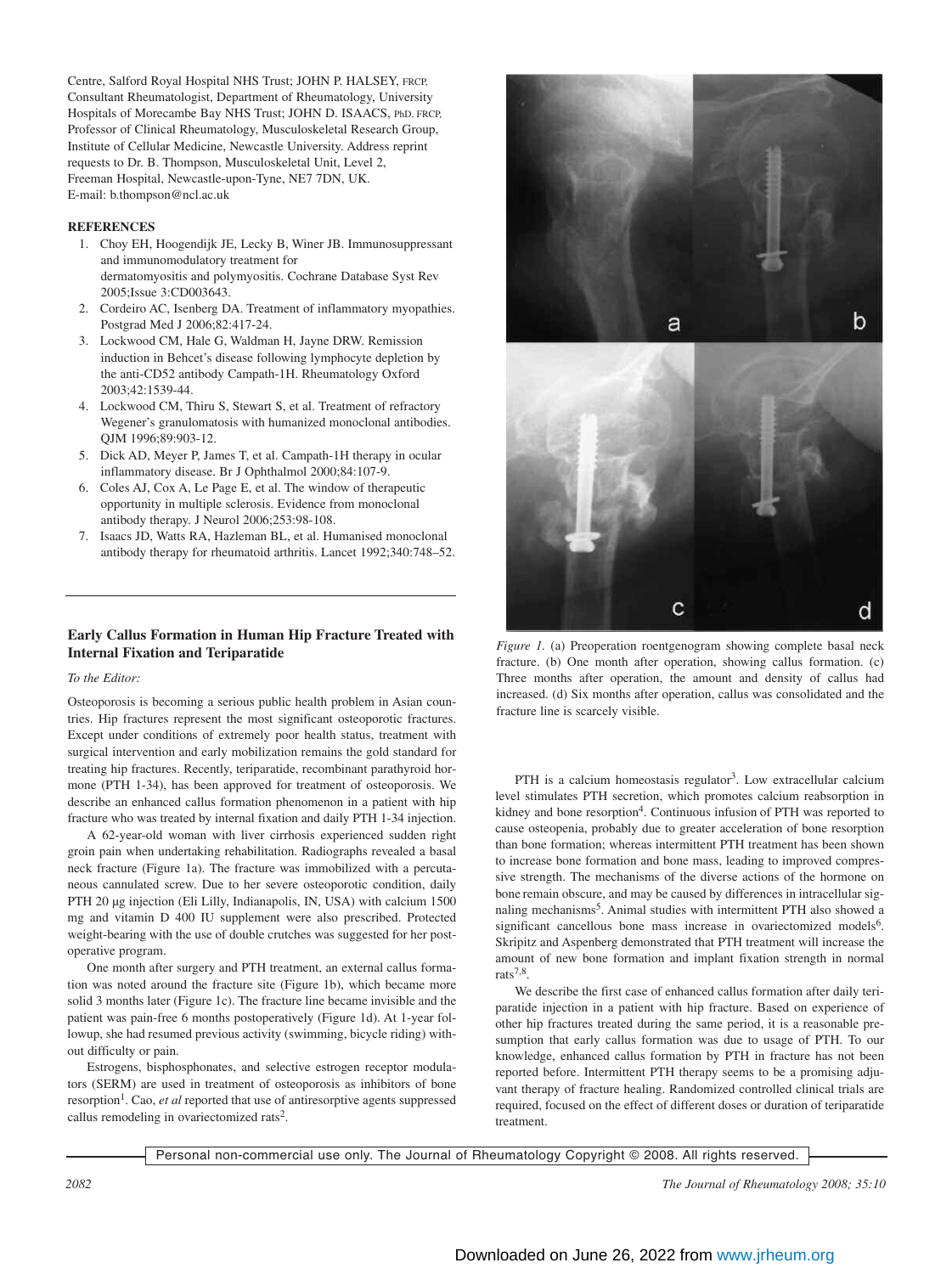Centre, Salford Royal Hospital NHS Trust; JOHN P. HALSEY, FRCP, Consultant Rheumatologist, Department of Rheumatology, University Hospitals of Morecambe Bay NHS Trust; JOHN D. ISAACS, PhD, FRCP, Professor of Clinical Rheumatology, Musculoskeletal Research Group, Institute of Cellular Medicine, Newcastle University. Address reprint requests to Dr. B. Thompson, Musculoskeletal Unit, Level 2, Freeman Hospital, Newcastle-upon-Tyne, NE7 7DN, UK. E-mail: b.thompson@ncl.ac.uk

**REFERENCES**

1. Choy EH, Hoogendijk JE, Lecky B, Winer JB. Immunosuppressant and immunomodulatory treatment for dermatomyositis and polymyositis. Cochrane Database Syst Rev 2005;Issue 3:CD003643.
2. Cordeiro AC, Isenberg DA. Treatment of inflammatory myopathies. Postgrad Med J 2006;82:417-24.
3. Lockwood CM, Hale G, Waldman H, Jayne DRW. Remission induction in Behcet's disease following lymphocyte depletion by the anti-CD52 antibody Campath-1H. Rheumatology Oxford 2003;42:1539-44.
4. Lockwood CM, Thiru S, Stewart S, et al. Treatment of refractory Wegener's granulomatosis with humanized monoclonal antibodies. QJM 1996;89:903-12.
5. Dick AD, Meyer P, James T, et al. Campath-1H therapy in ocular inflammatory disease. Br J Ophthalmol 2000;84:107-9.
6. Coles AJ, Cox A, Le Page E, et al. The window of therapeutic opportunity in multiple sclerosis. Evidence from monoclonal antibody therapy. J Neurol 2006;253:98-108.
7. Isaacs JD, Watts RA, Hazleman BL, et al. Humanised monoclonal antibody therapy for rheumatoid arthritis. Lancet 1992;340:748–52.

---

## Early Callus Formation in Human Hip Fracture Treated with Internal Fixation and Teriparatide

*To the Editor:*

Osteoporosis is becoming a serious public health problem in Asian countries. Hip fractures represent the most significant osteoporotic fractures. Except under conditions of extremely poor health status, treatment with surgical intervention and early mobilization remains the gold standard for treating hip fractures. Recently, teriparatide, recombinant parathyroid hormone (PTH 1-34), has been approved for treatment of osteoporosis. We describe an enhanced callus formation phenomenon in a patient with hip fracture who was treated by internal fixation and daily PTH 1-34 injection.

A 62-year-old woman with liver cirrhosis experienced sudden right groin pain when undertaking rehabilitation. Radiographs revealed a basal neck fracture (Figure 1a). The fracture was immobilized with a percutaneous cannulated screw. Due to her severe osteoporotic condition, daily PTH 20 µg injection (Eli Lilly, Indianapolis, IN, USA) with calcium 1500 mg and vitamin D 400 IU supplement were also prescribed. Protected weight-bearing with the use of double crutches was suggested for her postoperative program.

One month after surgery and PTH treatment, an external callus formation was noted around the fracture site (Figure 1b), which became more solid 3 months later (Figure 1c). The fracture line became invisible and the patient was pain-free 6 months postoperatively (Figure 1d). At 1-year followup, she had resumed previous activity (swimming, bicycle riding) without difficulty or pain.

Estrogens, bisphosphonates, and selective estrogen receptor modulators (SERM) are used in treatment of osteoporosis as inhibitors of bone resorption[1]. Cao, *et al* reported that use of antiresorptive agents suppressed callus remodeling in ovariectomized rats[2].

*Figure 1.* (a) Preoperation roentgenogram showing complete basal neck fracture. (b) One month after operation, showing callus formation. (c) Three months after operation, the amount and density of callus had increased. (d) Six months after operation, callus was consolidated and the fracture line is scarcely visible.

PTH is a calcium homeostasis regulator[3]. Low extracellular calcium level stimulates PTH secretion, which promotes calcium reabsorption in kidney and bone resorption[4]. Continuous infusion of PTH was reported to cause osteopenia, probably due to greater acceleration of bone resorption than bone formation; whereas intermittent PTH treatment has been shown to increase bone formation and bone mass, leading to improved compressive strength. The mechanisms of the diverse actions of the hormone on bone remain obscure, and may be caused by differences in intracellular signaling mechanisms[5]. Animal studies with intermittent PTH also showed a significant cancellous bone mass increase in ovariectomized models[6]. Skripitz and Aspenberg demonstrated that PTH treatment will increase the amount of new bone formation and implant fixation strength in normal rats[7,8].

We describe the first case of enhanced callus formation after daily teriparatide injection in a patient with hip fracture. Based on experience of other hip fractures treated during the same period, it is a reasonable presumption that early callus formation was due to usage of PTH. To our knowledge, enhanced callus formation by PTH in fracture has not been reported before. Intermittent PTH therapy seems to be a promising adjuvant therapy of fracture healing. Randomized controlled clinical trials are required, focused on the effect of different doses or duration of teriparatide treatment.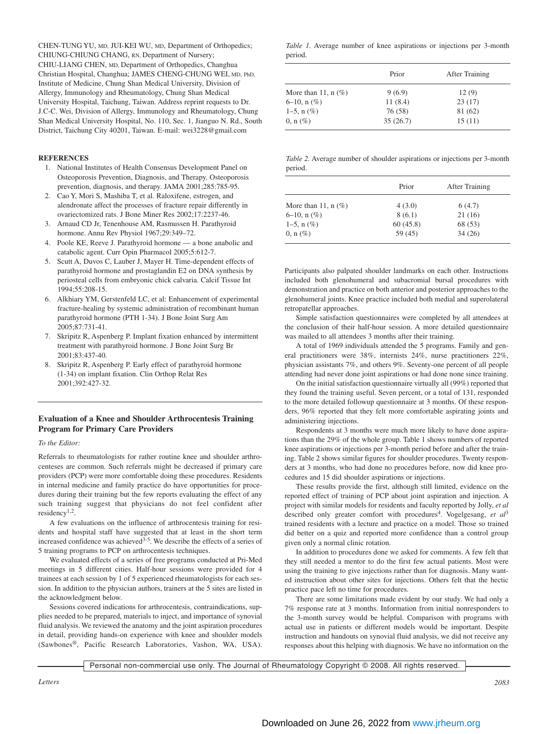CHEN-TUNG YU, MD; JUI-KEI WU, MD, Department of Orthopedics; CHIUNG-CHIUNG CHANG, RN, Department of Nursery; CHIU-LIANG CHEN, MD, Department of Orthopedics, Changhua Christian Hospital, Changhua; JAMES CHENG-CHUNG WEI, MD, PhD, Institute of Medicine, Chung Shan Medical University, Division of Allergy, Immunology and Rheumatology, Chung Shan Medical University Hospital, Taichung, Taiwan. Address reprint requests to Dr. J.C-C. Wei, Division of Allergy, Immunology and Rheumatology, Chung Shan Medical University Hospital, No. 110, Sec. 1, Jianguo N. Rd., South District, Taichung City 40201, Taiwan. E-mail: wei3228@gmail.com

**REFERENCES**

1. National Institutes of Health Consensus Development Panel on Osteoporosis Prevention, Diagnosis, and Therapy. Osteoporosis prevention, diagnosis, and therapy. JAMA 2001;285:785-95.
2. Cao Y, Mori S, Mashiba T, et al. Raloxifene, estrogen, and alendronate affect the processes of fracture repair differently in ovariectomized rats. J Bone Miner Res 2002;17:2237-46.
3. Arnaud CD Jr, Tenenhouse AM, Rasmussen H. Parathyroid hormone. Annu Rev Physiol 1967;29:349–72.
4. Poole KE, Reeve J. Parathyroid hormone — a bone anabolic and catabolic agent. Curr Opin Pharmacol 2005;5:612-7.
5. Scutt A, Duvos C, Lauber J, Mayer H. Time-dependent effects of parathyroid hormone and prostaglandin E2 on DNA synthesis by periosteal cells from embryonic chick calvaria. Calcif Tissue Int 1994;55:208-15.
6. Alkhiary YM, Gerstenfeld LC, et al: Enhancement of experimental fracture-healing by systemic administration of recombinant human parathyroid hormone (PTH 1-34). J Bone Joint Surg Am 2005;87:731-41.
7. Skripitz R, Aspenberg P. Implant fixation enhanced by intermittent treatment with parathyroid hormone. J Bone Joint Surg Br 2001;83:437-40.
8. Skripitz R, Aspenberg P. Early effect of parathyroid hormone (1-34) on implant fixation. Clin Orthop Relat Res 2001;392:427-32.

## Evaluation of a Knee and Shoulder Arthrocentesis Training Program for Primary Care Providers

*To the Editor:*

Referrals to rheumatologists for rather routine knee and shoulder arthrocenteses are common. Such referrals might be decreased if primary care providers (PCP) were more comfortable doing these procedures. Residents in internal medicine and family practice do have opportunities for procedures during their training but the few reports evaluating the effect of any such training suggest that physicians do not feel confident after residency[1,2].

A few evaluations on the influence of arthrocentesis training for residents and hospital staff have suggested that at least in the short term increased confidence was achieved[3-5]. We describe the effects of a series of 5 training programs to PCP on arthrocentesis techniques.

We evaluated effects of a series of free programs conducted at Pri-Med meetings in 5 different cities. Half-hour sessions were provided for 4 trainees at each session by 1 of 5 experienced rheumatologists for each session. In addition to the physician authors, trainers at the 5 sites are listed in the acknowledgment below.

Sessions covered indications for arthrocentesis, contraindications, supplies needed to be prepared, materials to inject, and importance of synovial fluid analysis. We reviewed the anatomy and the joint aspiration procedures in detail, providing hands-on experience with knee and shoulder models (Sawbones®, Pacific Research Laboratories, Vashon, WA, USA). Participants also palpated shoulder landmarks on each other. Instructions included both glenohumeral and subacromial bursal procedures with demonstration and practice on both anterior and posterior approaches to the glenohumeral joints. Knee practice included both medial and superolateral retropatellar approaches.

Simple satisfaction questionnaires were completed by all attendees at the conclusion of their half-hour session. A more detailed questionnaire was mailed to all attendees 3 months after their training.

A total of 1969 individuals attended the 5 programs. Family and general practitioners were 38%, internists 24%, nurse practitioners 22%, physician assistants 7%, and others 9%. Seventy-one percent of all people attending had never done joint aspirations or had done none since training.

On the initial satisfaction questionnaire virtually all (99%) reported that they found the training useful. Seven percent, or a total of 131, responded to the more detailed followup questionnaire at 3 months. Of these responders, 96% reported that they felt more comfortable aspirating joints and administering injections.

Respondents at 3 months were much more likely to have done aspirations than the 29% of the whole group. Table 1 shows numbers of reported knee aspirations or injections per 3-month period before and after the training. Table 2 shows similar figures for shoulder procedures. Twenty responders at 3 months, who had done no procedures before, now did knee procedures and 15 did shoulder aspirations or injections.

*Table 1.* Average number of knee aspirations or injections per 3-month period.

| | Prior | After Training |
|---|---|---|
| More than 11, n (%) | 9 (6.9) | 12 (9) |
| 6–10, n (%) | 11 (8.4) | 23 (17) |
| 1–5, n (%) | 76 (58) | 81 (62) |
| 0, n (%) | 35 (26.7) | 15 (11) |

*Table 2.* Average number of shoulder aspirations or injections per 3-month period.

| | Prior | After Training |
|---|---|---|
| More than 11, n (%) | 4 (3.0) | 6 (4.7) |
| 6–10, n (%) | 8 (6.1) | 21 (16) |
| 1–5, n (%) | 60 (45.8) | 68 (53) |
| 0, n (%) | 59 (45) | 34 (26) |

These results provide the first, although still limited, evidence on the reported effect of training of PCP about joint aspiration and injection. A project with similar models for residents and faculty reported by Jolly, *et al* described only greater comfort with procedures[4]. Vogelgesang, *et al*[3] trained residents with a lecture and practice on a model. Those so trained did better on a quiz and reported more confidence than a control group given only a normal clinic rotation.

In addition to procedures done we asked for comments. A few felt that they still needed a mentor to do the first few actual patients. Most were using the training to give injections rather than for diagnosis. Many wanted instruction about other sites for injections. Others felt that the hectic practice pace left no time for procedures.

There are some limitations made evident by our study. We had only a 7% response rate at 3 months. Information from initial nonresponders to the 3-month survey would be helpful. Comparison with programs with actual use in patients or different models would be important. Despite instruction and handouts on synovial fluid analysis, we did not receive any responses about this helping with diagnosis. We have no information on the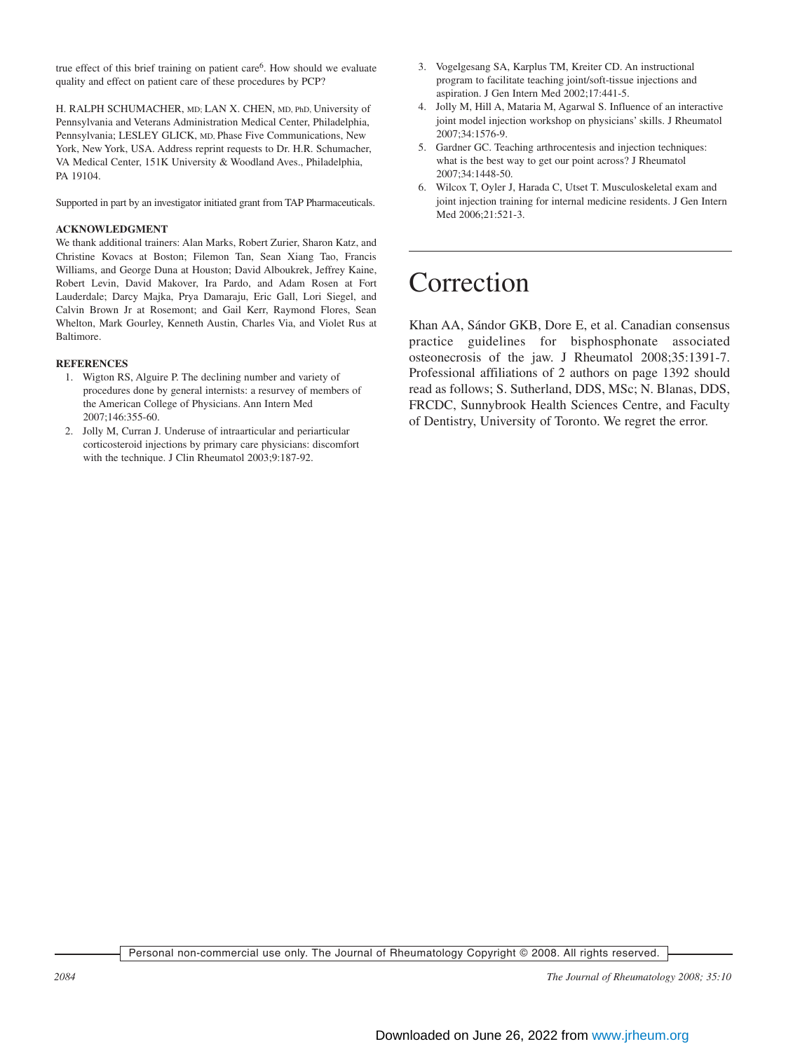true effect of this brief training on patient care[6]. How should we evaluate quality and effect on patient care of these procedures by PCP?

H. RALPH SCHUMACHER, MD; LAN X. CHEN, MD, PhD, University of Pennsylvania and Veterans Administration Medical Center, Philadelphia, Pennsylvania; LESLEY GLICK, MD, Phase Five Communications, New York, New York, USA. Address reprint requests to Dr. H.R. Schumacher, VA Medical Center, 151K University & Woodland Aves., Philadelphia, PA 19104.

Supported in part by an investigator initiated grant from TAP Pharmaceuticals.

**ACKNOWLEDGMENT**

We thank additional trainers: Alan Marks, Robert Zurier, Sharon Katz, and Christine Kovacs at Boston; Filemon Tan, Sean Xiang Tao, Francis Williams, and George Duna at Houston; David Alboukrek, Jeffrey Kaine, Robert Levin, David Makover, Ira Pardo, and Adam Rosen at Fort Lauderdale; Darcy Majka, Prya Damaraju, Eric Gall, Lori Siegel, and Calvin Brown Jr at Rosemont; and Gail Kerr, Raymond Flores, Sean Whelton, Mark Gourley, Kenneth Austin, Charles Via, and Violet Rus at Baltimore.

**REFERENCES**

1. Wigton RS, Alguire P. The declining number and variety of procedures done by general internists: a resurvey of members of the American College of Physicians. Ann Intern Med 2007;146:355-60.
2. Jolly M, Curran J. Underuse of intraarticular and periarticular corticosteroid injections by primary care physicians: discomfort with the technique. J Clin Rheumatol 2003;9:187-92.
3. Vogelgesang SA, Karplus TM, Kreiter CD. An instructional program to facilitate teaching joint/soft-tissue injections and aspiration. J Gen Intern Med 2002;17:441-5.
4. Jolly M, Hill A, Mataria M, Agarwal S. Influence of an interactive joint model injection workshop on physicians' skills. J Rheumatol 2007;34:1576-9.
5. Gardner GC. Teaching arthrocentesis and injection techniques: what is the best way to get our point across? J Rheumatol 2007;34:1448-50.
6. Wilcox T, Oyler J, Harada C, Utset T. Musculoskeletal exam and joint injection training for internal medicine residents. J Gen Intern Med 2006;21:521-3.

# Correction

Khan AA, Sándor GKB, Dore E, et al. Canadian consensus practice guidelines for bisphosphonate associated osteonecrosis of the jaw. J Rheumatol 2008;35:1391-7. Professional affiliations of 2 authors on page 1392 should read as follows; S. Sutherland, DDS, MSc; N. Blanas, DDS, FRCDC, Sunnybrook Health Sciences Centre, and Faculty of Dentistry, University of Toronto. We regret the error.